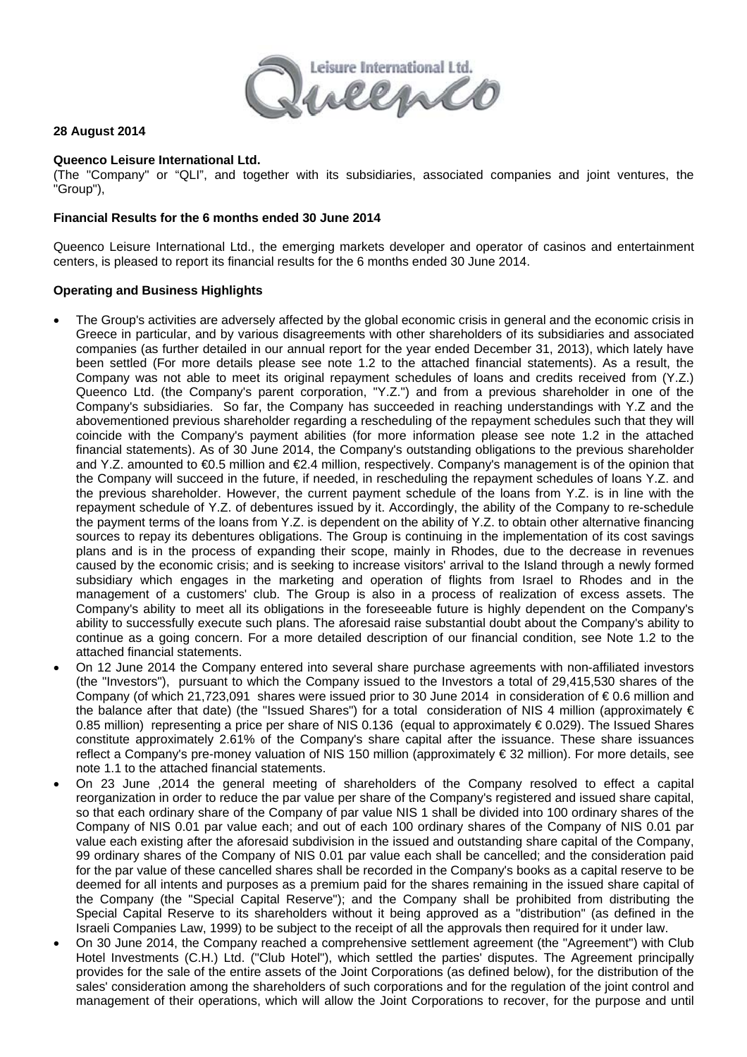**28 August 2014**

**Queenco Leisure International Ltd.**
(The "Company" or "QLI", and together with its subsidiaries, associated companies and joint ventures, the "Group"),

**Financial Results for the 6 months ended 30 June 2014**

Queenco Leisure International Ltd., the emerging markets developer and operator of casinos and entertainment centers, is pleased to report its financial results for the 6 months ended 30 June 2014.

**Operating and Business Highlights**

- The Group's activities are adversely affected by the global economic crisis in general and the economic crisis in Greece in particular, and by various disagreements with other shareholders of its subsidiaries and associated companies (as further detailed in our annual report for the year ended December 31, 2013), which lately have been settled (For more details please see note 1.2 to the attached financial statements). As a result, the Company was not able to meet its original repayment schedules of loans and credits received from (Y.Z.) Queenco Ltd. (the Company's parent corporation, "Y.Z.") and from a previous shareholder in one of the Company's subsidiaries. So far, the Company has succeeded in reaching understandings with Y.Z and the abovementioned previous shareholder regarding a rescheduling of the repayment schedules such that they will coincide with the Company's payment abilities (for more information please see note 1.2 in the attached financial statements). As of 30 June 2014, the Company's outstanding obligations to the previous shareholder and Y.Z. amounted to €0.5 million and €2.4 million, respectively. Company's management is of the opinion that the Company will succeed in the future, if needed, in rescheduling the repayment schedules of loans Y.Z. and the previous shareholder. However, the current payment schedule of the loans from Y.Z. is in line with the repayment schedule of Y.Z. of debentures issued by it. Accordingly, the ability of the Company to re-schedule the payment terms of the loans from Y.Z. is dependent on the ability of Y.Z. to obtain other alternative financing sources to repay its debentures obligations. The Group is continuing in the implementation of its cost savings plans and is in the process of expanding their scope, mainly in Rhodes, due to the decrease in revenues caused by the economic crisis; and is seeking to increase visitors' arrival to the Island through a newly formed subsidiary which engages in the marketing and operation of flights from Israel to Rhodes and in the management of a customers' club. The Group is also in a process of realization of excess assets. The Company's ability to meet all its obligations in the foreseeable future is highly dependent on the Company's ability to successfully execute such plans. The aforesaid raise substantial doubt about the Company's ability to continue as a going concern. For a more detailed description of our financial condition, see Note 1.2 to the attached financial statements.
- On 12 June 2014 the Company entered into several share purchase agreements with non-affiliated investors (the "Investors"), pursuant to which the Company issued to the Investors a total of 29,415,530 shares of the Company (of which 21,723,091 shares were issued prior to 30 June 2014 in consideration of € 0.6 million and the balance after that date) (the "Issued Shares") for a total consideration of NIS 4 million (approximately € 0.85 million) representing a price per share of NIS 0.136 (equal to approximately € 0.029). The Issued Shares constitute approximately 2.61% of the Company's share capital after the issuance. These share issuances reflect a Company's pre-money valuation of NIS 150 million (approximately € 32 million). For more details, see note 1.1 to the attached financial statements.
- On 23 June ,2014 the general meeting of shareholders of the Company resolved to effect a capital reorganization in order to reduce the par value per share of the Company's registered and issued share capital, so that each ordinary share of the Company of par value NIS 1 shall be divided into 100 ordinary shares of the Company of NIS 0.01 par value each; and out of each 100 ordinary shares of the Company of NIS 0.01 par value each existing after the aforesaid subdivision in the issued and outstanding share capital of the Company, 99 ordinary shares of the Company of NIS 0.01 par value each shall be cancelled; and the consideration paid for the par value of these cancelled shares shall be recorded in the Company's books as a capital reserve to be deemed for all intents and purposes as a premium paid for the shares remaining in the issued share capital of the Company (the "Special Capital Reserve"); and the Company shall be prohibited from distributing the Special Capital Reserve to its shareholders without it being approved as a "distribution" (as defined in the Israeli Companies Law, 1999) to be subject to the receipt of all the approvals then required for it under law.
- On 30 June 2014, the Company reached a comprehensive settlement agreement (the "Agreement") with Club Hotel Investments (C.H.) Ltd. ("Club Hotel"), which settled the parties' disputes. The Agreement principally provides for the sale of the entire assets of the Joint Corporations (as defined below), for the distribution of the sales' consideration among the shareholders of such corporations and for the regulation of the joint control and management of their operations, which will allow the Joint Corporations to recover, for the purpose and until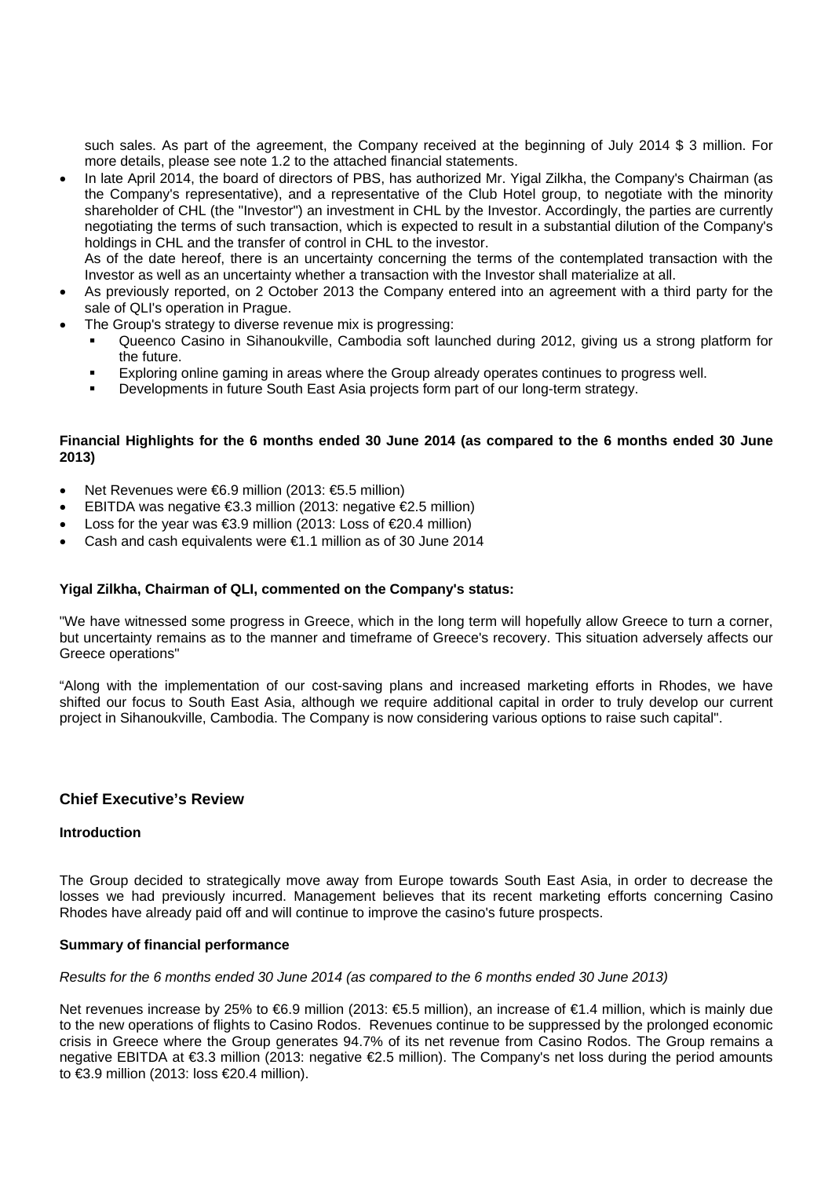such sales. As part of the agreement, the Company received at the beginning of July 2014 $ 3 million. For more details, please see note 1.2 to the attached financial statements.

- In late April 2014, the board of directors of PBS, has authorized Mr. Yigal Zilkha, the Company's Chairman (as the Company's representative), and a representative of the Club Hotel group, to negotiate with the minority shareholder of CHL (the "Investor") an investment in CHL by the Investor. Accordingly, the parties are currently negotiating the terms of such transaction, which is expected to result in a substantial dilution of the Company's holdings in CHL and the transfer of control in CHL to the investor.
  As of the date hereof, there is an uncertainty concerning the terms of the contemplated transaction with the Investor as well as an uncertainty whether a transaction with the Investor shall materialize at all.
- As previously reported, on 2 October 2013 the Company entered into an agreement with a third party for the sale of QLI's operation in Prague.
- The Group's strategy to diverse revenue mix is progressing:
  - Queenco Casino in Sihanoukville, Cambodia soft launched during 2012, giving us a strong platform for the future.
  - Exploring online gaming in areas where the Group already operates continues to progress well.
  - Developments in future South East Asia projects form part of our long-term strategy.

**Financial Highlights for the 6 months ended 30 June 2014 (as compared to the 6 months ended 30 June 2013)**

- Net Revenues were €6.9 million (2013: €5.5 million)
- EBITDA was negative €3.3 million (2013: negative €2.5 million)
- Loss for the year was €3.9 million (2013: Loss of €20.4 million)
- Cash and cash equivalents were €1.1 million as of 30 June 2014

**Yigal Zilkha, Chairman of QLI, commented on the Company's status:**

"We have witnessed some progress in Greece, which in the long term will hopefully allow Greece to turn a corner, but uncertainty remains as to the manner and timeframe of Greece's recovery. This situation adversely affects our Greece operations"

"Along with the implementation of our cost-saving plans and increased marketing efforts in Rhodes, we have shifted our focus to South East Asia, although we require additional capital in order to truly develop our current project in Sihanoukville, Cambodia. The Company is now considering various options to raise such capital".

## Chief Executive's Review

**Introduction**

The Group decided to strategically move away from Europe towards South East Asia, in order to decrease the losses we had previously incurred. Management believes that its recent marketing efforts concerning Casino Rhodes have already paid off and will continue to improve the casino's future prospects.

**Summary of financial performance**

*Results for the 6 months ended 30 June 2014 (as compared to the 6 months ended 30 June 2013)*

Net revenues increase by 25% to €6.9 million (2013: €5.5 million), an increase of €1.4 million, which is mainly due to the new operations of flights to Casino Rodos. Revenues continue to be suppressed by the prolonged economic crisis in Greece where the Group generates 94.7% of its net revenue from Casino Rodos. The Group remains a negative EBITDA at €3.3 million (2013: negative €2.5 million). The Company's net loss during the period amounts to €3.9 million (2013: loss €20.4 million).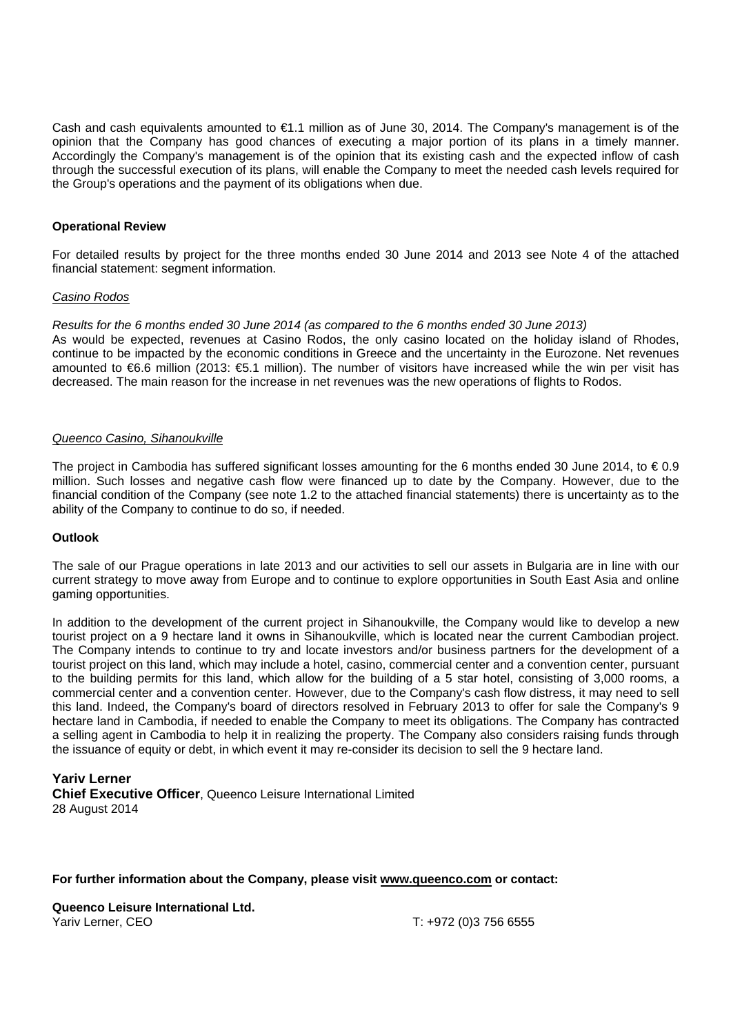Cash and cash equivalents amounted to €1.1 million as of June 30, 2014. The Company's management is of the opinion that the Company has good chances of executing a major portion of its plans in a timely manner. Accordingly the Company's management is of the opinion that its existing cash and the expected inflow of cash through the successful execution of its plans, will enable the Company to meet the needed cash levels required for the Group's operations and the payment of its obligations when due.

**Operational Review**

For detailed results by project for the three months ended 30 June 2014 and 2013 see Note 4 of the attached financial statement: segment information.

_Casino Rodos_

*Results for the 6 months ended 30 June 2014 (as compared to the 6 months ended 30 June 2013)*
As would be expected, revenues at Casino Rodos, the only casino located on the holiday island of Rhodes, continue to be impacted by the economic conditions in Greece and the uncertainty in the Eurozone. Net revenues amounted to €6.6 million (2013: €5.1 million). The number of visitors have increased while the win per visit has decreased. The main reason for the increase in net revenues was the new operations of flights to Rodos.

_Queenco Casino, Sihanoukville_

The project in Cambodia has suffered significant losses amounting for the 6 months ended 30 June 2014, to € 0.9 million. Such losses and negative cash flow were financed up to date by the Company. However, due to the financial condition of the Company (see note 1.2 to the attached financial statements) there is uncertainty as to the ability of the Company to continue to do so, if needed.

**Outlook**

The sale of our Prague operations in late 2013 and our activities to sell our assets in Bulgaria are in line with our current strategy to move away from Europe and to continue to explore opportunities in South East Asia and online gaming opportunities.

In addition to the development of the current project in Sihanoukville, the Company would like to develop a new tourist project on a 9 hectare land it owns in Sihanoukville, which is located near the current Cambodian project. The Company intends to continue to try and locate investors and/or business partners for the development of a tourist project on this land, which may include a hotel, casino, commercial center and a convention center, pursuant to the building permits for this land, which allow for the building of a 5 star hotel, consisting of 3,000 rooms, a commercial center and a convention center. However, due to the Company's cash flow distress, it may need to sell this land. Indeed, the Company's board of directors resolved in February 2013 to offer for sale the Company's 9 hectare land in Cambodia, if needed to enable the Company to meet its obligations. The Company has contracted a selling agent in Cambodia to help it in realizing the property. The Company also considers raising funds through the issuance of equity or debt, in which event it may re-consider its decision to sell the 9 hectare land.

**Yariv Lerner**
**Chief Executive Officer**, Queenco Leisure International Limited
28 August 2014

**For further information about the Company, please visit www.queenco.com or contact:**

**Queenco Leisure International Ltd.**
Yariv Lerner, CEO T: +972 (0)3 756 6555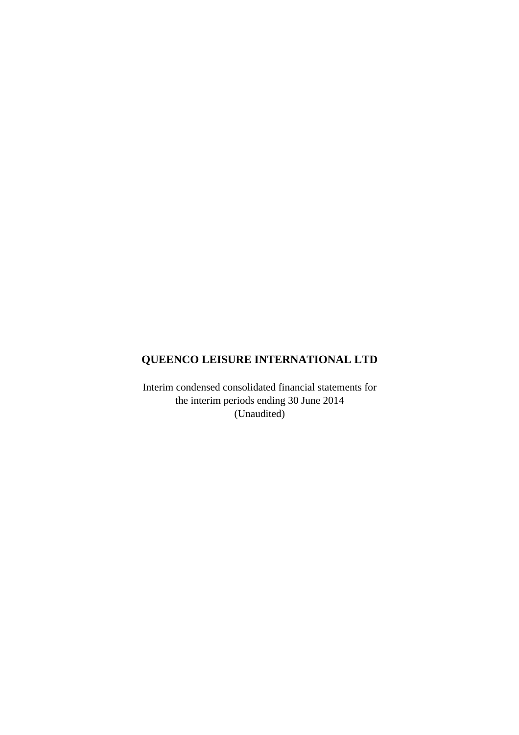**QUEENCO LEISURE INTERNATIONAL LTD**

Interim condensed consolidated financial statements for the interim periods ending 30 June 2014 (Unaudited)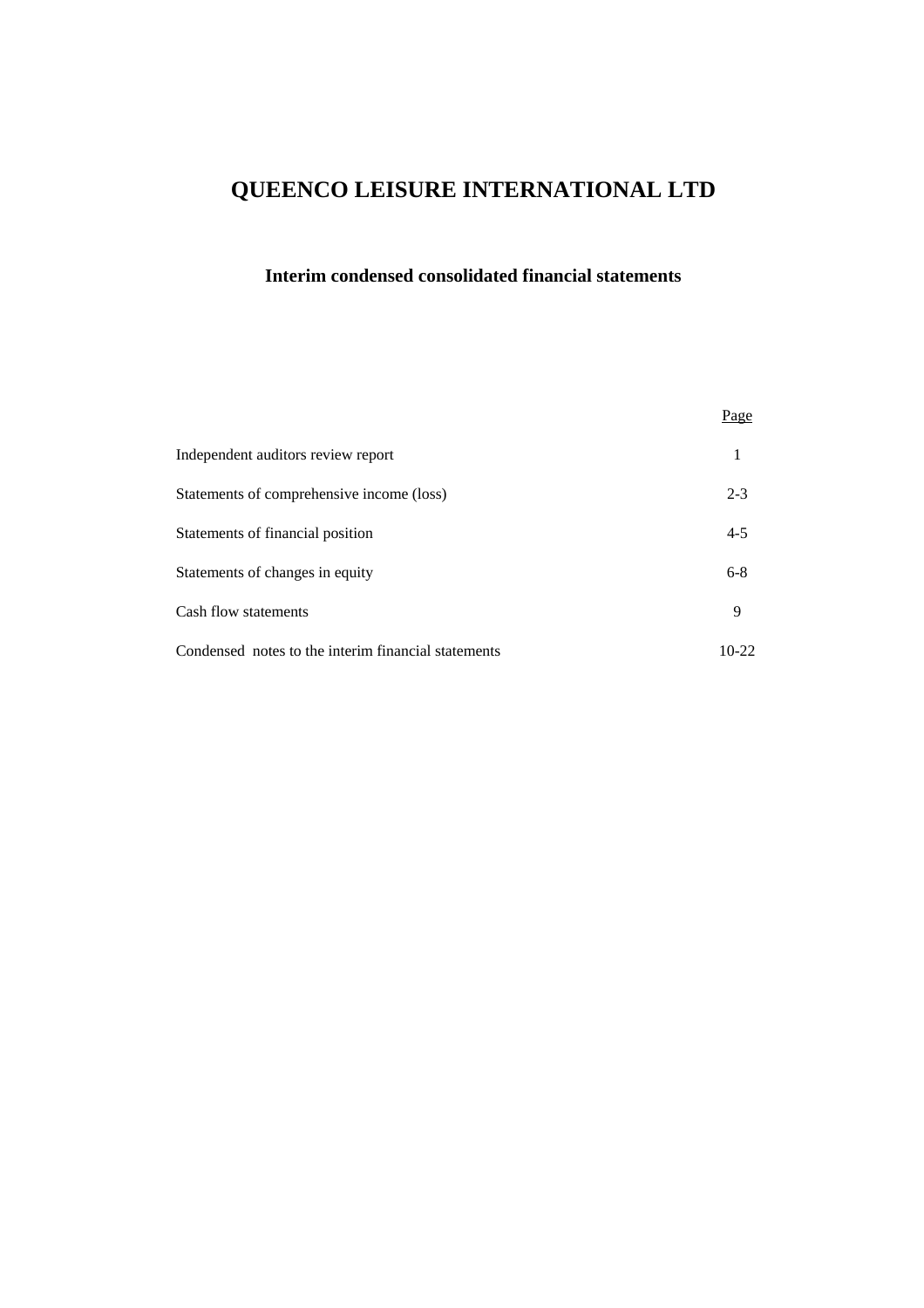# QUEENCO LEISURE INTERNATIONAL LTD

## Interim condensed consolidated financial statements

| | Page |
|---|---|
| Independent auditors review report | 1 |
| Statements of comprehensive income (loss) | 2-3 |
| Statements of financial position | 4-5 |
| Statements of changes in equity | 6-8 |
| Cash flow statements | 9 |
| Condensed notes to the interim financial statements | 10-22 |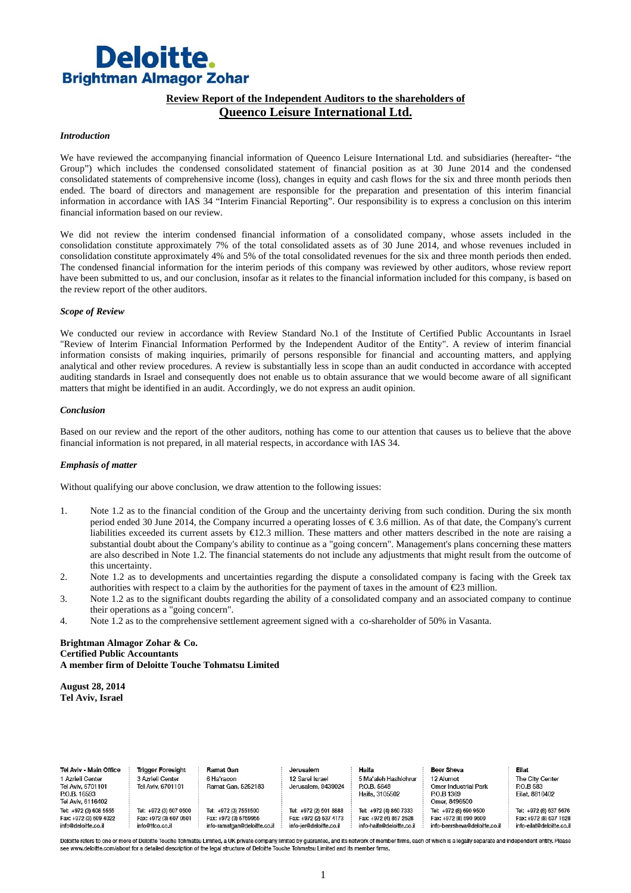# Deloitte.
## Brightman Almagor Zohar

### Review Report of the Independent Auditors to the shareholders of
## Queenco Leisure International Ltd.

*Introduction*

We have reviewed the accompanying financial information of Queenco Leisure International Ltd. and subsidiaries (hereafter- "the Group") which includes the condensed consolidated statement of financial position as at 30 June 2014 and the condensed consolidated statements of comprehensive income (loss), changes in equity and cash flows for the six and three month periods then ended. The board of directors and management are responsible for the preparation and presentation of this interim financial information in accordance with IAS 34 "Interim Financial Reporting". Our responsibility is to express a conclusion on this interim financial information based on our review.

We did not review the interim condensed financial information of a consolidated company, whose assets included in the consolidation constitute approximately 7% of the total consolidated assets as of 30 June 2014, and whose revenues included in consolidation constitute approximately 4% and 5% of the total consolidated revenues for the six and three month periods then ended. The condensed financial information for the interim periods of this company was reviewed by other auditors, whose review report have been submitted to us, and our conclusion, insofar as it relates to the financial information included for this company, is based on the review report of the other auditors.

*Scope of Review*

We conducted our review in accordance with Review Standard No.1 of the Institute of Certified Public Accountants in Israel "Review of Interim Financial Information Performed by the Independent Auditor of the Entity". A review of interim financial information consists of making inquiries, primarily of persons responsible for financial and accounting matters, and applying analytical and other review procedures. A review is substantially less in scope than an audit conducted in accordance with accepted auditing standards in Israel and consequently does not enable us to obtain assurance that we would become aware of all significant matters that might be identified in an audit. Accordingly, we do not express an audit opinion.

*Conclusion*

Based on our review and the report of the other auditors, nothing has come to our attention that causes us to believe that the above financial information is not prepared, in all material respects, in accordance with IAS 34.

*Emphasis of matter*

Without qualifying our above conclusion, we draw attention to the following issues:

1. Note 1.2 as to the financial condition of the Group and the uncertainty deriving from such condition. During the six month period ended 30 June 2014, the Company incurred a operating losses of € 3.6 million. As of that date, the Company's current liabilities exceeded its current assets by €12.3 million. These matters and other matters described in the note are raising a substantial doubt about the Company's ability to continue as a "going concern". Management's plans concerning these matters are also described in Note 1.2. The financial statements do not include any adjustments that might result from the outcome of this uncertainty.
2. Note 1.2 as to developments and uncertainties regarding the dispute a consolidated company is facing with the Greek tax authorities with respect to a claim by the authorities for the payment of taxes in the amount of €23 million.
3. Note 1.2 as to the significant doubts regarding the ability of a consolidated company and an associated company to continue their operations as a "going concern".
4. Note 1.2 as to the comprehensive settlement agreement signed with a co-shareholder of 50% in Vasanta.

**Brightman Almagor Zohar & Co.**
**Certified Public Accountants**
**A member firm of Deloitte Touche Tohmatsu Limited**

**August 28, 2014**
**Tel Aviv, Israel**

| Tel Aviv - Main Office | Trigger Foresight | Ramat Gan | Jerusalem | Haifa | Beer Sheva | Eilat |
|---|---|---|---|---|---|---|
| 1 Azrieli Center Tel Aviv, 6701101 P.O.B. 16593 Tel Aviv, 6116402 | 3 Azrieli Center Tel Aviv, 6701101 | 6 Ha'racon Ramat Gan, 5252183 | 12 Sarel Israel Jerusalem, 9439024 | 5 Ma'aleh Hashichrur P.O.B. 5648 Haifa, 3105502 | 12 Alumot Omer Industrial Park P.O.B 1369 Omer, 8496500 | The City Center P.O.B 583 Eilat, 8810402 |
| Tel: +972 (3) 608 5555 Fax: +972 (3) 609 4022 info@deloitte.co.il | Tel: +972 (3) 607 0500 Fax: +972 (3) 607 0501 info@tfco.co.il | Tel: +972 (3) 7551500 Fax: +972 (3) 5759955 info-ramatgan@deloitte.co.il | Tel: +972 (2) 501 8888 Fax: +972 (2) 537 4173 info-jer@deloitte.co.il | Tel: +972 (4) 860 7333 Fax: +972 (4) 867 2528 info-haifa@deloitte.co.il | Tel: +972 (8) 690 9500 Fax: +972 (8) 690 9600 info-beersheva@deloitte.co.il | Tel: +972 (8) 637 5676 Fax: +972 (8) 637 1628 info-eilat@deloitte.co.il |

Deloitte refers to one or more of Deloitte Touche Tohmatsu Limited, a UK private company limited by guarantee, and its network of member firms, each of which is a legally separate and independent entity. Please see www.deloitte.com/about for a detailed description of the legal structure of Deloitte Touche Tohmatsu Limited and its member firms.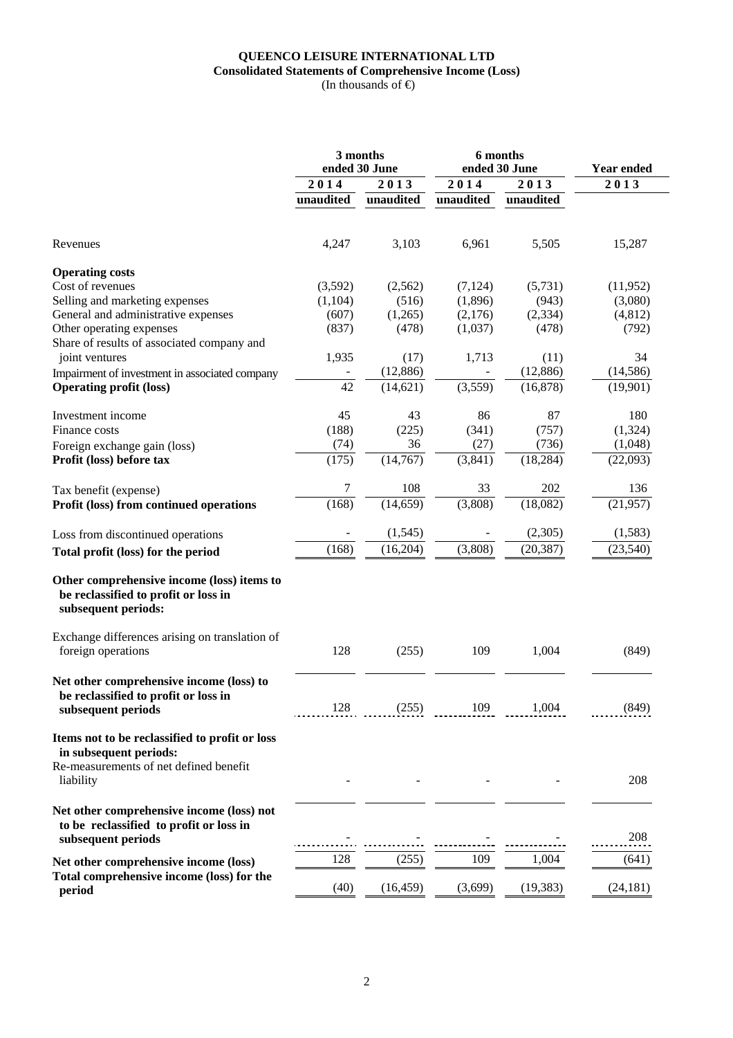**QUEENCO LEISURE INTERNATIONAL LTD**
**Consolidated Statements of Comprehensive Income (Loss)**
(In thousands of €)

| | 3 months ended 30 June | | 6 months ended 30 June | | Year ended |
|---|---|---|---|---|---|
| | 2014 | 2013 | 2014 | 2013 | 2013 |
| | unaudited | unaudited | unaudited | unaudited | |
| Revenues | 4,247 | 3,103 | 6,961 | 5,505 | 15,287 |
| **Operating costs** | | | | | |
| Cost of revenues | (3,592) | (2,562) | (7,124) | (5,731) | (11,952) |
| Selling and marketing expenses | (1,104) | (516) | (1,896) | (943) | (3,080) |
| General and administrative expenses | (607) | (1,265) | (2,176) | (2,334) | (4,812) |
| Other operating expenses | (837) | (478) | (1,037) | (478) | (792) |
| Share of results of associated company and joint ventures | 1,935 | (17) | 1,713 | (11) | 34 |
| Impairment of investment in associated company | - | (12,886) | - | (12,886) | (14,586) |
| **Operating profit (loss)** | 42 | (14,621) | (3,559) | (16,878) | (19,901) |
| Investment income | 45 | 43 | 86 | 87 | 180 |
| Finance costs | (188) | (225) | (341) | (757) | (1,324) |
| Foreign exchange gain (loss) | (74) | 36 | (27) | (736) | (1,048) |
| **Profit (loss) before tax** | (175) | (14,767) | (3,841) | (18,284) | (22,093) |
| Tax benefit (expense) | 7 | 108 | 33 | 202 | 136 |
| **Profit (loss) from continued operations** | (168) | (14,659) | (3,808) | (18,082) | (21,957) |
| Loss from discontinued operations | - | (1,545) | - | (2,305) | (1,583) |
| **Total profit (loss) for the period** | (168) | (16,204) | (3,808) | (20,387) | (23,540) |
| **Other comprehensive income (loss) items to be reclassified to profit or loss in subsequent periods:** | | | | | |
| Exchange differences arising on translation of foreign operations | 128 | (255) | 109 | 1,004 | (849) |
| **Net other comprehensive income (loss) to be reclassified to profit or loss in subsequent periods** | 128 | (255) | 109 | 1,004 | (849) |
| **Items not to be reclassified to profit or loss in subsequent periods:** | | | | | |
| Re-measurements of net defined benefit liability | - | - | - | - | 208 |
| **Net other comprehensive income (loss) not to be reclassified to profit or loss in subsequent periods** | - | - | - | - | 208 |
| **Net other comprehensive income (loss)** | 128 | (255) | 109 | 1,004 | (641) |
| **Total comprehensive income (loss) for the period** | (40) | (16,459) | (3,699) | (19,383) | (24,181) |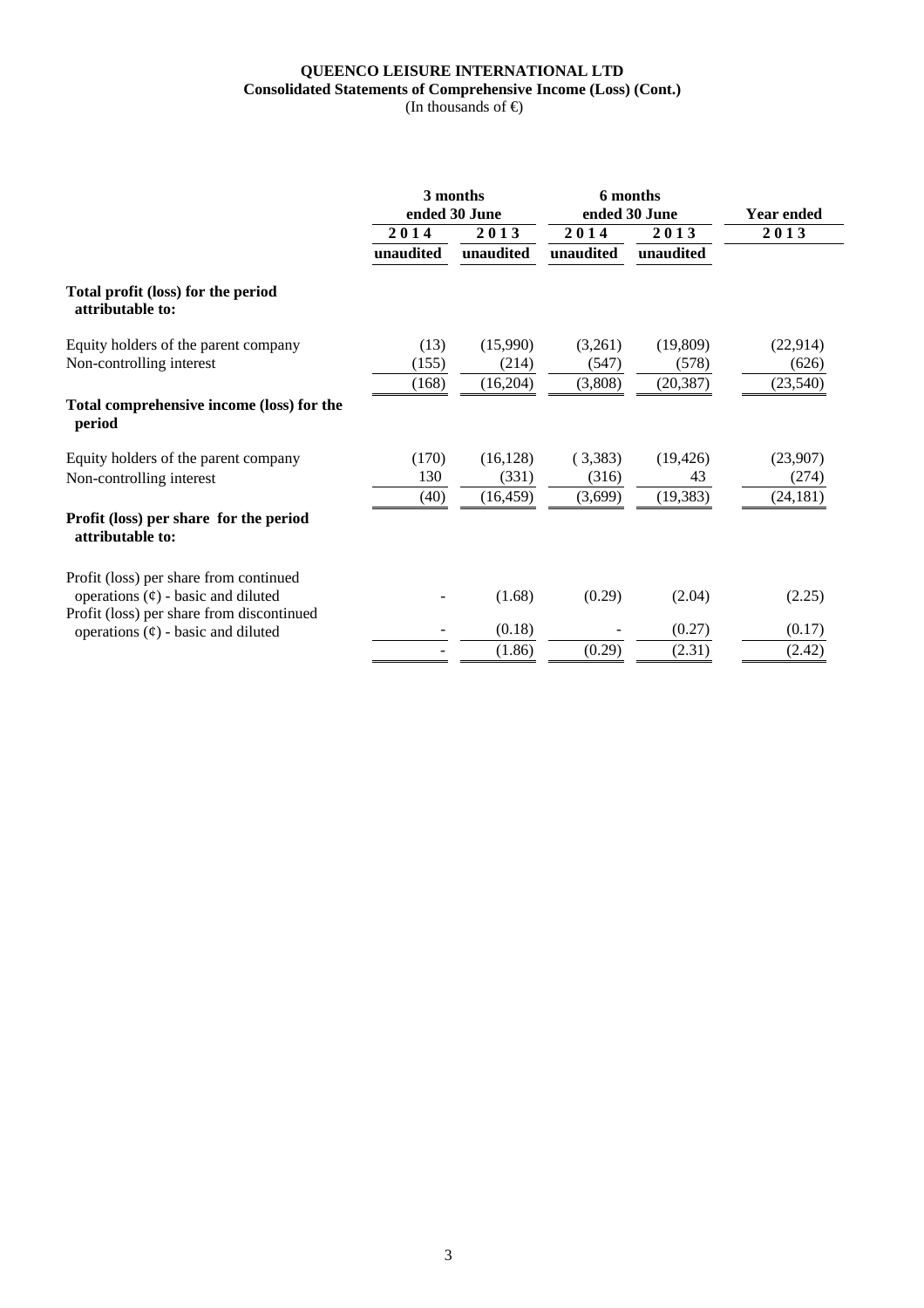**QUEENCO LEISURE INTERNATIONAL LTD**
**Consolidated Statements of Comprehensive Income (Loss) (Cont.)**
(In thousands of €)

| | 3 months ended 30 June | | 6 months ended 30 June | | Year ended |
|---|---|---|---|---|---|
| | 2014 | 2013 | 2014 | 2013 | 2013 |
| | unaudited | unaudited | unaudited | unaudited | |
| **Total profit (loss) for the period attributable to:** | | | | | |
| Equity holders of the parent company | (13) | (15,990) | (3,261) | (19,809) | (22,914) |
| Non-controlling interest | (155) | (214) | (547) | (578) | (626) |
| | (168) | (16,204) | (3,808) | (20,387) | (23,540) |
| **Total comprehensive income (loss) for the period** | | | | | |
| Equity holders of the parent company | (170) | (16,128) | ( 3,383) | (19,426) | (23,907) |
| Non-controlling interest | 130 | (331) | (316) | 43 | (274) |
| | (40) | (16,459) | (3,699) | (19,383) | (24,181) |
| **Profit (loss) per share for the period attributable to:** | | | | | |
| Profit (loss) per share from continued operations (¢) - basic and diluted | - | (1.68) | (0.29) | (2.04) | (2.25) |
| Profit (loss) per share from discontinued operations (¢) - basic and diluted | - | (0.18) | - | (0.27) | (0.17) |
| | - | (1.86) | (0.29) | (2.31) | (2.42) |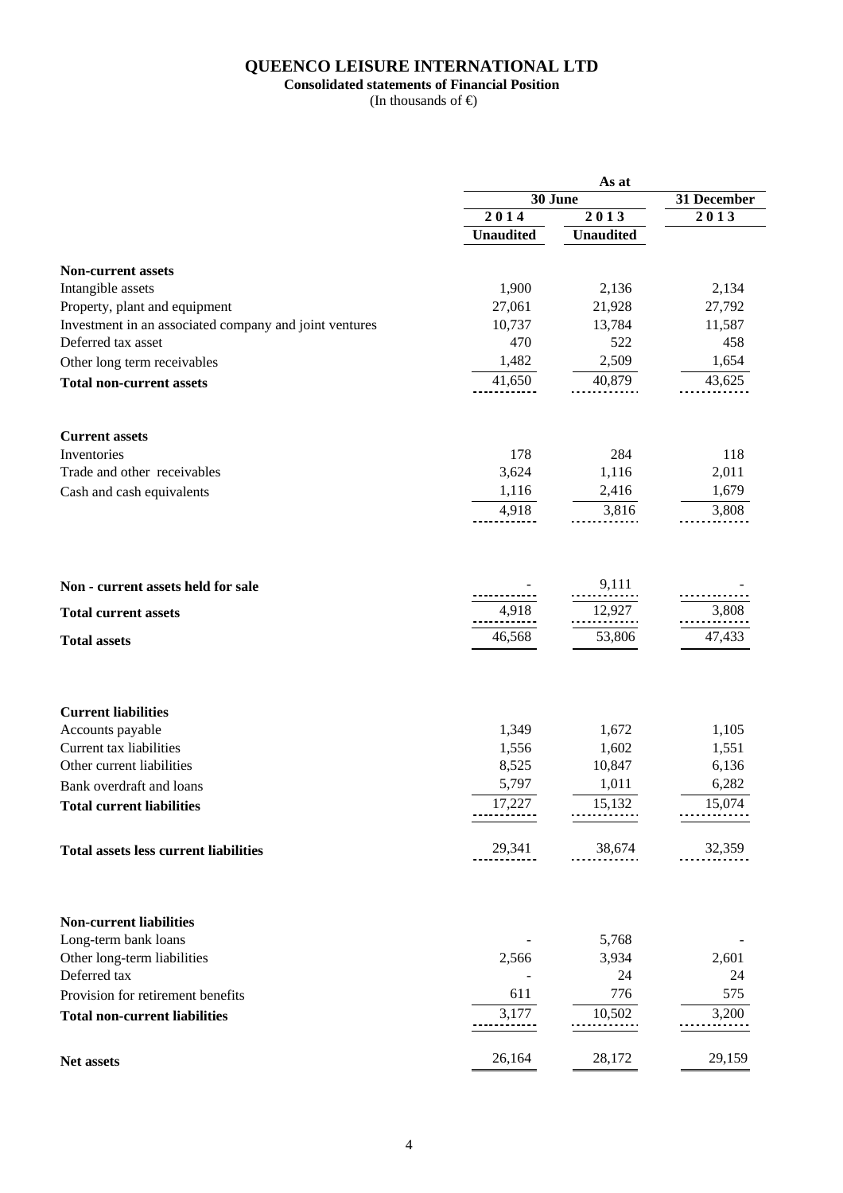# QUEENCO LEISURE INTERNATIONAL LTD

**Consolidated statements of Financial Position**

(In thousands of €)

| | As at | | |
|---|---|---|---|
| | 30 June | | 31 December |
| | 2014 | 2013 | 2013 |
| | Unaudited | Unaudited | |
| **Non-current assets** | | | |
| Intangible assets | 1,900 | 2,136 | 2,134 |
| Property, plant and equipment | 27,061 | 21,928 | 27,792 |
| Investment in an associated company and joint ventures | 10,737 | 13,784 | 11,587 |
| Deferred tax asset | 470 | 522 | 458 |
| Other long term receivables | 1,482 | 2,509 | 1,654 |
| **Total non-current assets** | 41,650 | 40,879 | 43,625 |
| **Current assets** | | | |
| Inventories | 178 | 284 | 118 |
| Trade and other receivables | 3,624 | 1,116 | 2,011 |
| Cash and cash equivalents | 1,116 | 2,416 | 1,679 |
| | 4,918 | 3,816 | 3,808 |
| **Non - current assets held for sale** | - | 9,111 | - |
| **Total current assets** | 4,918 | 12,927 | 3,808 |
| **Total assets** | 46,568 | 53,806 | 47,433 |
| **Current liabilities** | | | |
| Accounts payable | 1,349 | 1,672 | 1,105 |
| Current tax liabilities | 1,556 | 1,602 | 1,551 |
| Other current liabilities | 8,525 | 10,847 | 6,136 |
| Bank overdraft and loans | 5,797 | 1,011 | 6,282 |
| **Total current liabilities** | 17,227 | 15,132 | 15,074 |
| **Total assets less current liabilities** | 29,341 | 38,674 | 32,359 |
| **Non-current liabilities** | | | |
| Long-term bank loans | - | 5,768 | - |
| Other long-term liabilities | 2,566 | 3,934 | 2,601 |
| Deferred tax | - | 24 | 24 |
| Provision for retirement benefits | 611 | 776 | 575 |
| **Total non-current liabilities** | 3,177 | 10,502 | 3,200 |
| **Net assets** | 26,164 | 28,172 | 29,159 |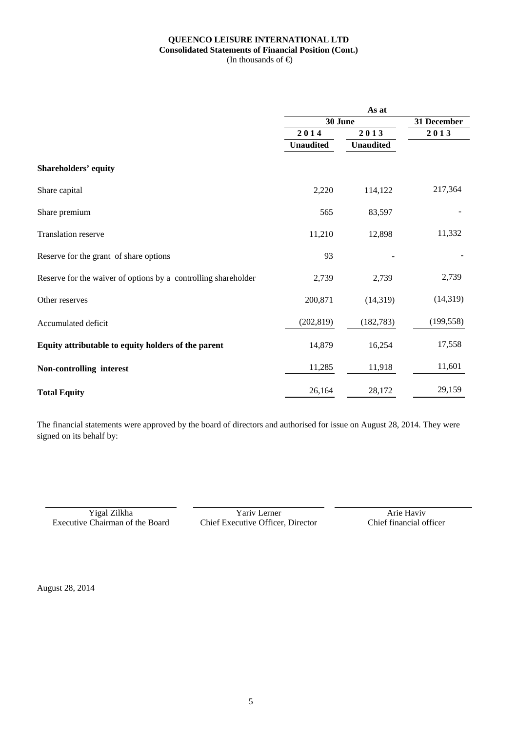**QUEENCO LEISURE INTERNATIONAL LTD**
**Consolidated Statements of Financial Position (Cont.)**
(In thousands of €)

| | As at | | |
|---|---|---|---|
| | 30 June | | 31 December |
| | 2014 | 2013 | 2013 |
| | Unaudited | Unaudited | |
| **Shareholders' equity** | | | |
| Share capital | 2,220 | 114,122 | 217,364 |
| Share premium | 565 | 83,597 | - |
| Translation reserve | 11,210 | 12,898 | 11,332 |
| Reserve for the grant of share options | 93 | - | - |
| Reserve for the waiver of options by a controlling shareholder | 2,739 | 2,739 | 2,739 |
| Other reserves | 200,871 | (14,319) | (14,319) |
| Accumulated deficit | (202,819) | (182,783) | (199,558) |
| **Equity attributable to equity holders of the parent** | 14,879 | 16,254 | 17,558 |
| **Non-controlling interest** | 11,285 | 11,918 | 11,601 |
| **Total Equity** | 26,164 | 28,172 | 29,159 |

The financial statements were approved by the board of directors and authorised for issue on August 28, 2014. They were signed on its behalf by:

| Yigal Zilkha | Yariv Lerner | Arie Haviv |
|---|---|---|
| Executive Chairman of the Board | Chief Executive Officer, Director | Chief financial officer |

August 28, 2014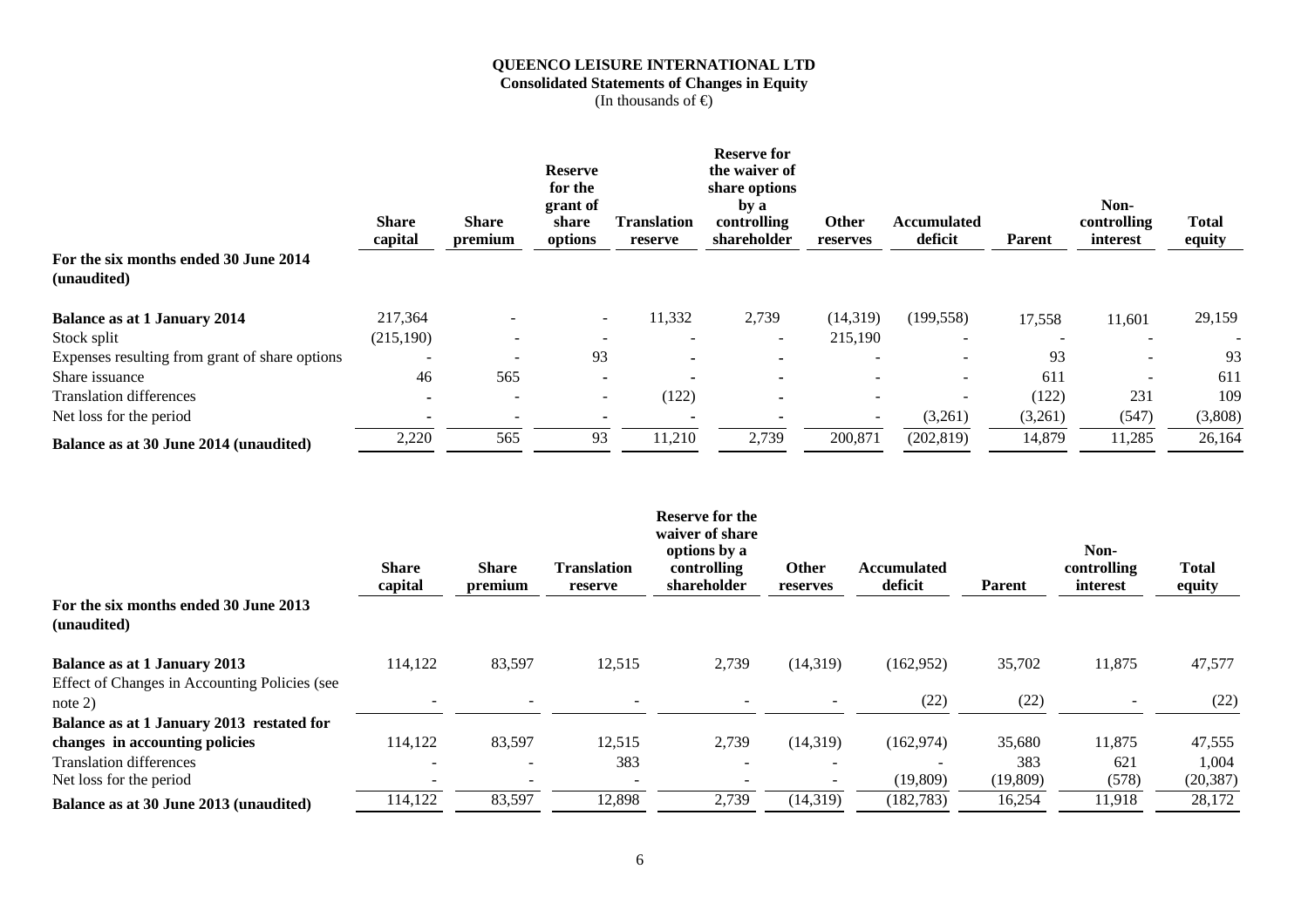# QUEENCO LEISURE INTERNATIONAL LTD

**Consolidated Statements of Changes in Equity**

(In thousands of €)

| | Share capital | Share premium | Reserve for the grant of share options | Translation reserve | Reserve for the waiver of share options by a controlling shareholder | Other reserves | Accumulated deficit | Parent | Non-controlling interest | Total equity |
|---|---|---|---|---|---|---|---|---|---|---|
| **For the six months ended 30 June 2014 (unaudited)** | | | | | | | | | | |
| **Balance as at 1 January 2014** | 217,364 | - | - | 11,332 | 2,739 | (14,319) | (199,558) | 17,558 | 11,601 | 29,159 |
| Stock split | (215,190) | - | - | - | - | 215,190 | - | - | - | - |
| Expenses resulting from grant of share options | - | - | 93 | - | - | - | - | 93 | - | 93 |
| Share issuance | 46 | 565 | - | - | - | - | - | 611 | - | 611 |
| Translation differences | - | - | - | (122) | - | - | - | (122) | 231 | 109 |
| Net loss for the period | - | - | - | - | - | - | (3,261) | (3,261) | (547) | (3,808) |
| **Balance as at 30 June 2014 (unaudited)** | 2,220 | 565 | 93 | 11,210 | 2,739 | 200,871 | (202,819) | 14,879 | 11,285 | 26,164 |

| | Share capital | Share premium | Translation reserve | Reserve for the waiver of share options by a controlling shareholder | Other reserves | Accumulated deficit | Parent | Non-controlling interest | Total equity |
|---|---|---|---|---|---|---|---|---|---|
| **For the six months ended 30 June 2013 (unaudited)** | | | | | | | | | |
| **Balance as at 1 January 2013** | 114,122 | 83,597 | 12,515 | 2,739 | (14,319) | (162,952) | 35,702 | 11,875 | 47,577 |
| Effect of Changes in Accounting Policies (see note 2) | - | - | - | - | - | (22) | (22) | - | (22) |
| **Balance as at 1 January 2013 restated for changes in accounting policies** | 114,122 | 83,597 | 12,515 | 2,739 | (14,319) | (162,974) | 35,680 | 11,875 | 47,555 |
| Translation differences | - | - | 383 | - | - | - | 383 | 621 | 1,004 |
| Net loss for the period | - | - | - | - | - | (19,809) | (19,809) | (578) | (20,387) |
| **Balance as at 30 June 2013 (unaudited)** | 114,122 | 83,597 | 12,898 | 2,739 | (14,319) | (182,783) | 16,254 | 11,918 | 28,172 |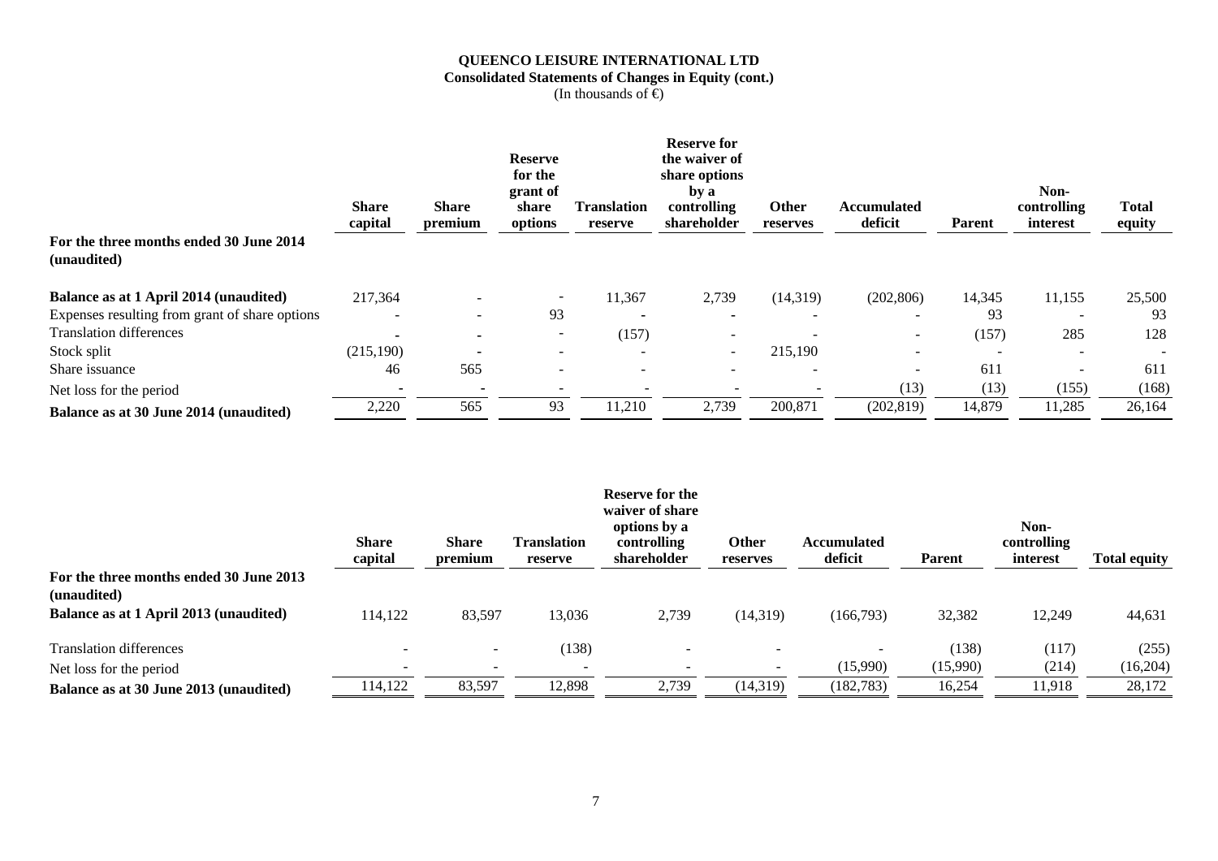**QUEENCO LEISURE INTERNATIONAL LTD**
**Consolidated Statements of Changes in Equity (cont.)**
(In thousands of €)

| | Share capital | Share premium | Reserve for the grant of share options | Translation reserve | Reserve for the waiver of share options by a controlling shareholder | Other reserves | Accumulated deficit | Parent | Non-controlling interest | Total equity |
|---|---|---|---|---|---|---|---|---|---|---|
| **For the three months ended 30 June 2014 (unaudited)** | | | | | | | | | | |
| **Balance as at 1 April 2014 (unaudited)** | 217,364 | - | - | 11,367 | 2,739 | (14,319) | (202,806) | 14,345 | 11,155 | 25,500 |
| Expenses resulting from grant of share options | - | - | 93 | - | - | - | - | 93 | - | 93 |
| Translation differences | - | - | - | (157) | - | - | - | (157) | 285 | 128 |
| Stock split | (215,190) | - | - | - | - | 215,190 | - | - | - | - |
| Share issuance | 46 | 565 | - | - | - | - | - | 611 | - | 611 |
| Net loss for the period | - | - | - | - | - | - | (13) | (13) | (155) | (168) |
| **Balance as at 30 June 2014 (unaudited)** | 2,220 | 565 | 93 | 11,210 | 2,739 | 200,871 | (202,819) | 14,879 | 11,285 | 26,164 |

| | Share capital | Share premium | Translation reserve | Reserve for the waiver of share options by a controlling shareholder | Other reserves | Accumulated deficit | Parent | Non-controlling interest | Total equity |
|---|---|---|---|---|---|---|---|---|---|
| **For the three months ended 30 June 2013 (unaudited)** | | | | | | | | | |
| **Balance as at 1 April 2013 (unaudited)** | 114,122 | 83,597 | 13,036 | 2,739 | (14,319) | (166,793) | 32,382 | 12,249 | 44,631 |
| Translation differences | - | - | (138) | - | - | - | (138) | (117) | (255) |
| Net loss for the period | - | - | - | - | - | (15,990) | (15,990) | (214) | (16,204) |
| **Balance as at 30 June 2013 (unaudited)** | 114,122 | 83,597 | 12,898 | 2,739 | (14,319) | (182,783) | 16,254 | 11,918 | 28,172 |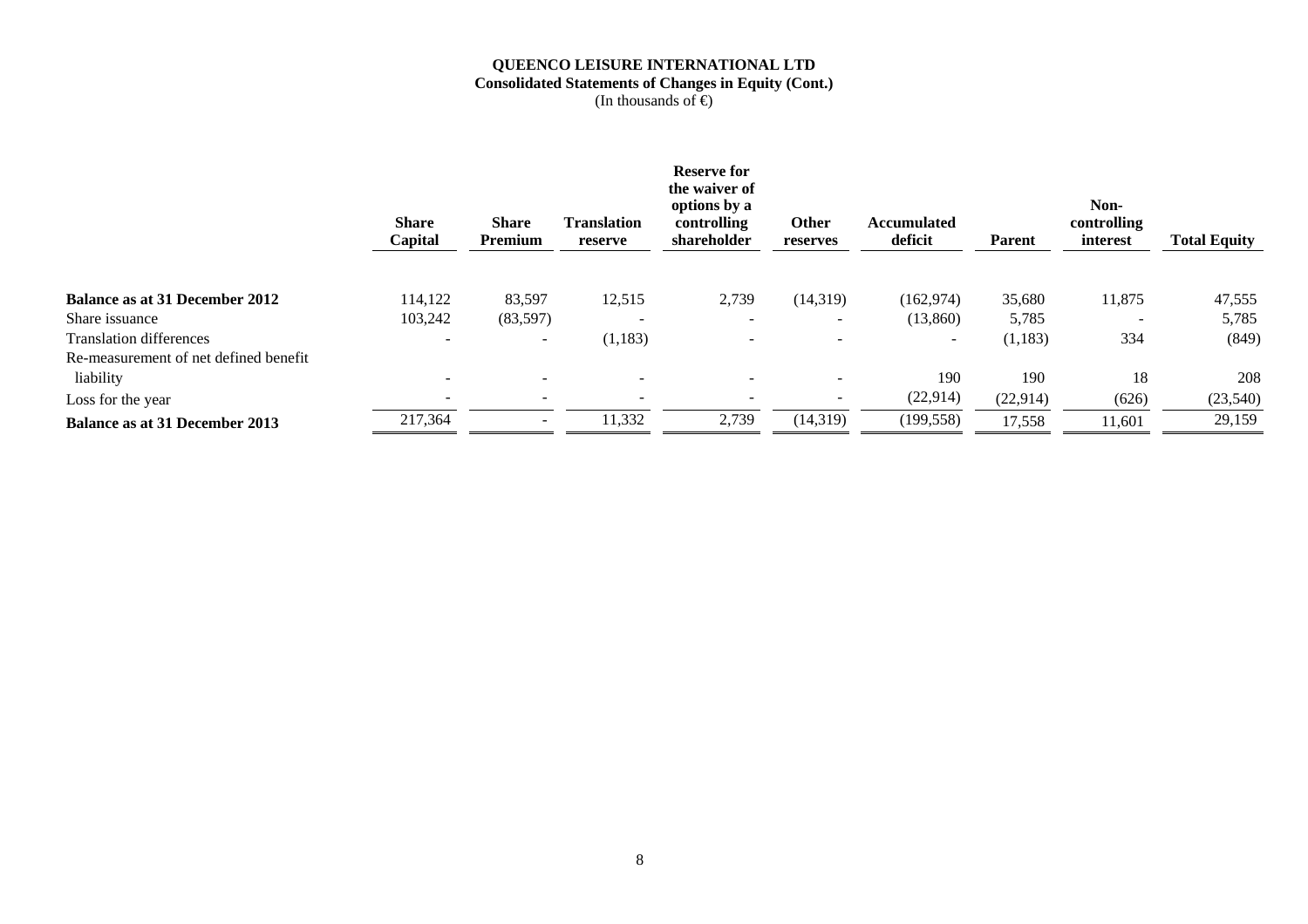**QUEENCO LEISURE INTERNATIONAL LTD**
**Consolidated Statements of Changes in Equity (Cont.)**
(In thousands of €)

| | Share Capital | Share Premium | Translation reserve | Reserve for the waiver of options by a controlling shareholder | Other reserves | Accumulated deficit | Parent | Non-controlling interest | Total Equity |
|---|---|---|---|---|---|---|---|---|---|
| **Balance as at 31 December 2012** | 114,122 | 83,597 | 12,515 | 2,739 | (14,319) | (162,974) | 35,680 | 11,875 | 47,555 |
| Share issuance | 103,242 | (83,597) | - | - | - | (13,860) | 5,785 | - | 5,785 |
| Translation differences | - | - | (1,183) | - | - | - | (1,183) | 334 | (849) |
| Re-measurement of net defined benefit liability | - | - | - | - | - | 190 | 190 | 18 | 208 |
| Loss for the year | - | - | - | - | - | (22,914) | (22,914) | (626) | (23,540) |
| **Balance as at 31 December 2013** | 217,364 | - | 11,332 | 2,739 | (14,319) | (199,558) | 17,558 | 11,601 | 29,159 |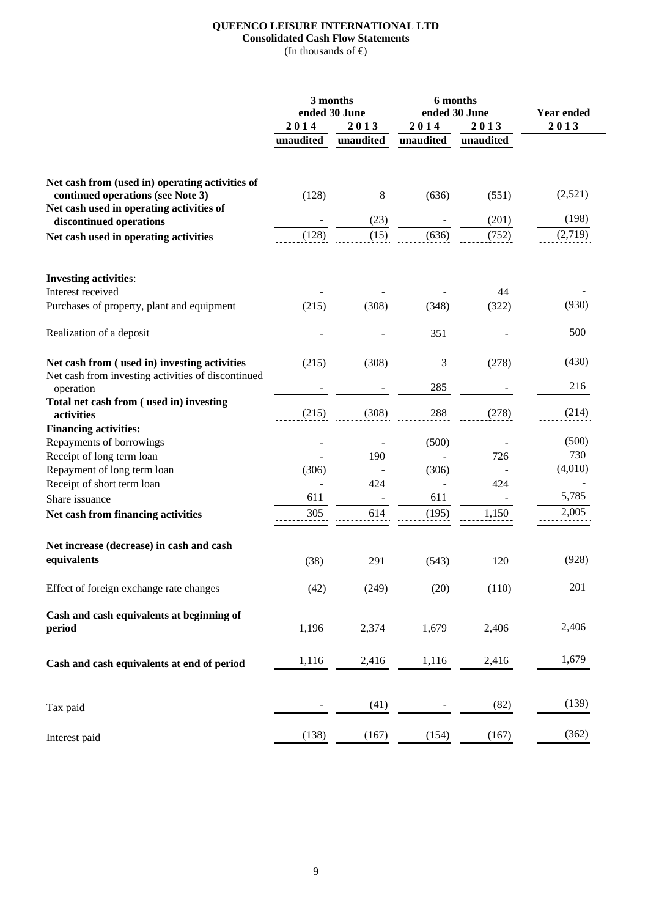**QUEENCO LEISURE INTERNATIONAL LTD**
**Consolidated Cash Flow Statements**
(In thousands of €)

| | 3 months ended 30 June | | 6 months ended 30 June | | Year ended |
|---|---|---|---|---|---|
| | 2014 | 2013 | 2014 | 2013 | 2013 |
| | unaudited | unaudited | unaudited | unaudited | |
| **Net cash from (used in) operating activities of continued operations (see Note 3)** | (128) | 8 | (636) | (551) | (2,521) |
| **Net cash used in operating activities of discontinued operations** | - | (23) | - | (201) | (198) |
| **Net cash used in operating activities** | (128) | (15) | (636) | (752) | (2,719) |
| **Investing activities**: | | | | | |
| Interest received | - | - | - | 44 | - |
| Purchases of property, plant and equipment | (215) | (308) | (348) | (322) | (930) |
| Realization of a deposit | - | - | 351 | - | 500 |
| **Net cash from ( used in) investing activities** | (215) | (308) | 3 | (278) | (430) |
| Net cash from investing activities of discontinued operation | - | - | 285 | - | 216 |
| **Total net cash from ( used in) investing activities** | (215) | (308) | 288 | (278) | (214) |
| **Financing activities:** | | | | | |
| Repayments of borrowings | - | - | (500) | - | (500) |
| Receipt of long term loan | - | 190 | - | 726 | 730 |
| Repayment of long term loan | (306) | - | (306) | - | (4,010) |
| Receipt of short term loan | - | 424 | - | 424 | - |
| Share issuance | 611 | - | 611 | - | 5,785 |
| **Net cash from financing activities** | 305 | 614 | (195) | 1,150 | 2,005 |
| **Net increase (decrease) in cash and cash equivalents** | (38) | 291 | (543) | 120 | (928) |
| Effect of foreign exchange rate changes | (42) | (249) | (20) | (110) | 201 |
| **Cash and cash equivalents at beginning of period** | 1,196 | 2,374 | 1,679 | 2,406 | 2,406 |
| **Cash and cash equivalents at end of period** | 1,116 | 2,416 | 1,116 | 2,416 | 1,679 |
| Tax paid | - | (41) | - | (82) | (139) |
| Interest paid | (138) | (167) | (154) | (167) | (362) |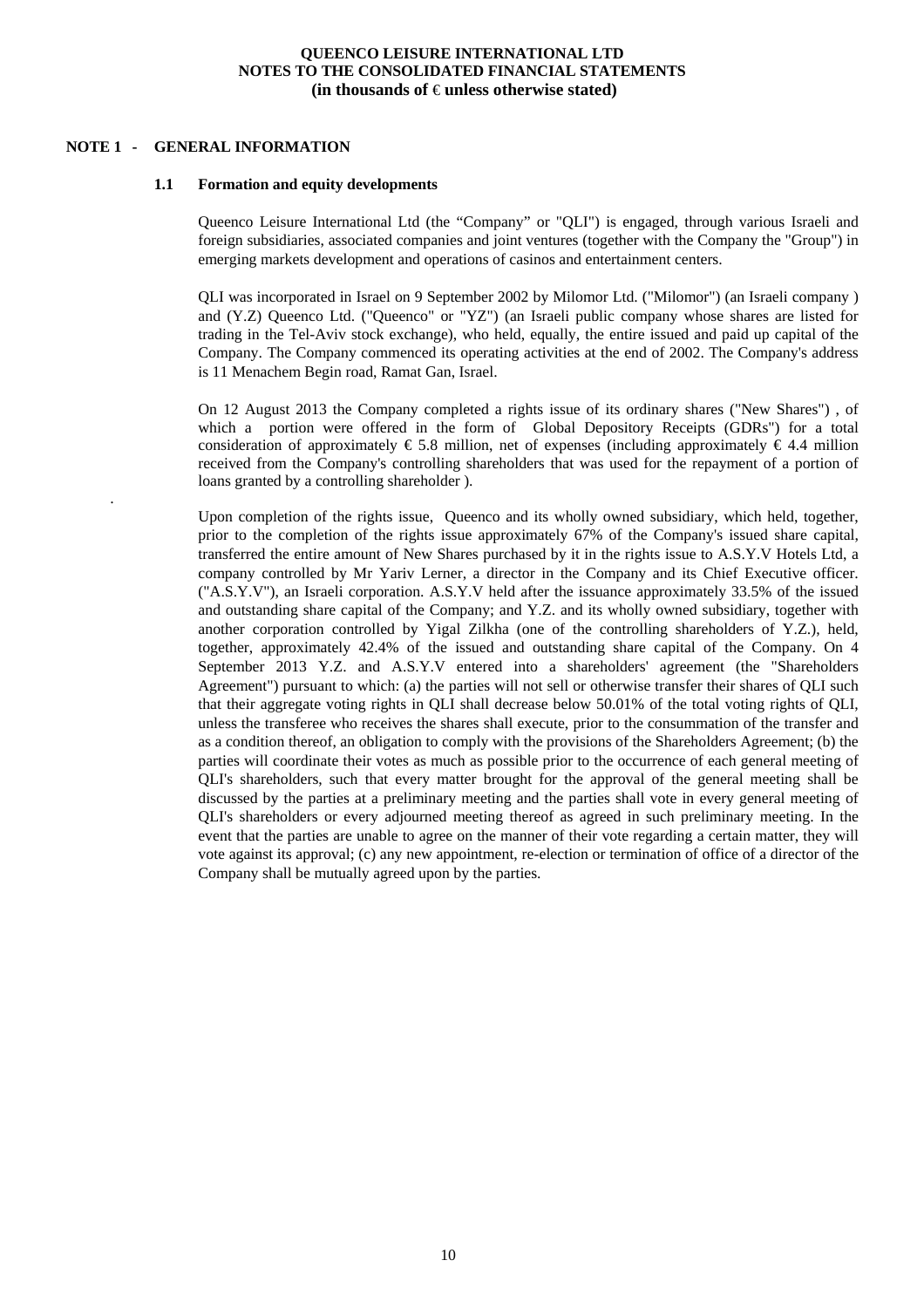## NOTE 1 - GENERAL INFORMATION

### 1.1 Formation and equity developments

Queenco Leisure International Ltd (the "Company" or "QLI") is engaged, through various Israeli and foreign subsidiaries, associated companies and joint ventures (together with the Company the "Group") in emerging markets development and operations of casinos and entertainment centers.

QLI was incorporated in Israel on 9 September 2002 by Milomor Ltd. ("Milomor") (an Israeli company ) and (Y.Z) Queenco Ltd. ("Queenco" or "YZ") (an Israeli public company whose shares are listed for trading in the Tel-Aviv stock exchange), who held, equally, the entire issued and paid up capital of the Company. The Company commenced its operating activities at the end of 2002. The Company's address is 11 Menachem Begin road, Ramat Gan, Israel.

On 12 August 2013 the Company completed a rights issue of its ordinary shares ("New Shares") , of which a portion were offered in the form of Global Depository Receipts (GDRs") for a total consideration of approximately € 5.8 million, net of expenses (including approximately € 4.4 million received from the Company's controlling shareholders that was used for the repayment of a portion of loans granted by a controlling shareholder ).

Upon completion of the rights issue, Queenco and its wholly owned subsidiary, which held, together, prior to the completion of the rights issue approximately 67% of the Company's issued share capital, transferred the entire amount of New Shares purchased by it in the rights issue to A.S.Y.V Hotels Ltd, a company controlled by Mr Yariv Lerner, a director in the Company and its Chief Executive officer. ("A.S.Y.V"), an Israeli corporation. A.S.Y.V held after the issuance approximately 33.5% of the issued and outstanding share capital of the Company; and Y.Z. and its wholly owned subsidiary, together with another corporation controlled by Yigal Zilkha (one of the controlling shareholders of Y.Z.), held, together, approximately 42.4% of the issued and outstanding share capital of the Company. On 4 September 2013 Y.Z. and A.S.Y.V entered into a shareholders' agreement (the "Shareholders Agreement") pursuant to which: (a) the parties will not sell or otherwise transfer their shares of QLI such that their aggregate voting rights in QLI shall decrease below 50.01% of the total voting rights of QLI, unless the transferee who receives the shares shall execute, prior to the consummation of the transfer and as a condition thereof, an obligation to comply with the provisions of the Shareholders Agreement; (b) the parties will coordinate their votes as much as possible prior to the occurrence of each general meeting of QLI's shareholders, such that every matter brought for the approval of the general meeting shall be discussed by the parties at a preliminary meeting and the parties shall vote in every general meeting of QLI's shareholders or every adjourned meeting thereof as agreed in such preliminary meeting. In the event that the parties are unable to agree on the manner of their vote regarding a certain matter, they will vote against its approval; (c) any new appointment, re-election or termination of office of a director of the Company shall be mutually agreed upon by the parties.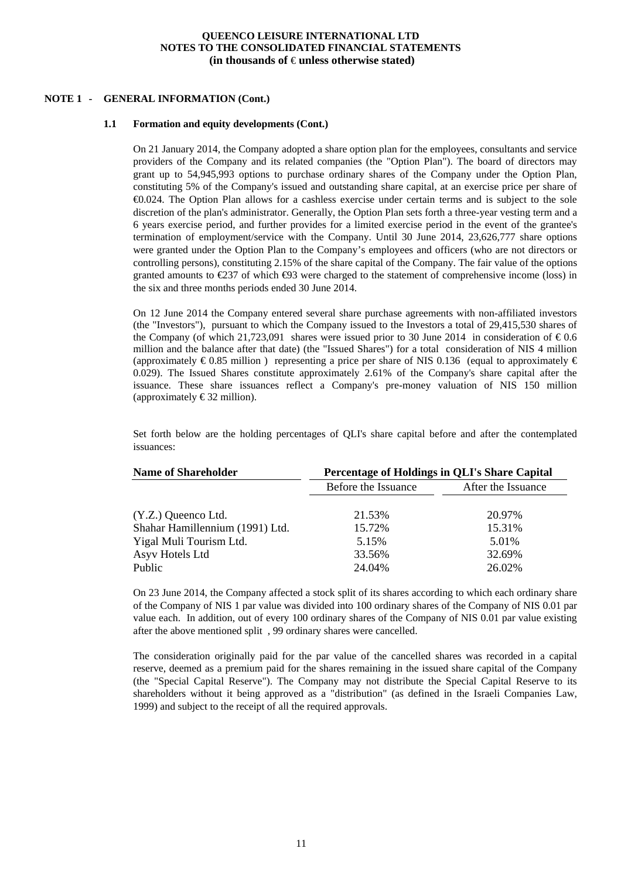**QUEENCO LEISURE INTERNATIONAL LTD**
**NOTES TO THE CONSOLIDATED FINANCIAL STATEMENTS**
**(in thousands of € unless otherwise stated)**

## NOTE 1 - GENERAL INFORMATION (Cont.)

### 1.1 Formation and equity developments (Cont.)

On 21 January 2014, the Company adopted a share option plan for the employees, consultants and service providers of the Company and its related companies (the "Option Plan"). The board of directors may grant up to 54,945,993 options to purchase ordinary shares of the Company under the Option Plan, constituting 5% of the Company's issued and outstanding share capital, at an exercise price per share of €0.024. The Option Plan allows for a cashless exercise under certain terms and is subject to the sole discretion of the plan's administrator. Generally, the Option Plan sets forth a three-year vesting term and a 6 years exercise period, and further provides for a limited exercise period in the event of the grantee's termination of employment/service with the Company. Until 30 June 2014, 23,626,777 share options were granted under the Option Plan to the Company's employees and officers (who are not directors or controlling persons), constituting 2.15% of the share capital of the Company. The fair value of the options granted amounts to €237 of which €93 were charged to the statement of comprehensive income (loss) in the six and three months periods ended 30 June 2014.

On 12 June 2014 the Company entered several share purchase agreements with non-affiliated investors (the "Investors"), pursuant to which the Company issued to the Investors a total of 29,415,530 shares of the Company (of which 21,723,091 shares were issued prior to 30 June 2014 in consideration of € 0.6 million and the balance after that date) (the "Issued Shares") for a total consideration of NIS 4 million (approximately € 0.85 million ) representing a price per share of NIS 0.136 (equal to approximately € 0.029). The Issued Shares constitute approximately 2.61% of the Company's share capital after the issuance. These share issuances reflect a Company's pre-money valuation of NIS 150 million (approximately € 32 million).

Set forth below are the holding percentages of QLI's share capital before and after the contemplated issuances:

| Name of Shareholder | Percentage of Holdings in QLI's Share Capital | |
|---|---|---|
| | Before the Issuance | After the Issuance |
| (Y.Z.) Queenco Ltd. | 21.53% | 20.97% |
| Shahar Hamillennium (1991) Ltd. | 15.72% | 15.31% |
| Yigal Muli Tourism Ltd. | 5.15% | 5.01% |
| Asyv Hotels Ltd | 33.56% | 32.69% |
| Public | 24.04% | 26.02% |

On 23 June 2014, the Company affected a stock split of its shares according to which each ordinary share of the Company of NIS 1 par value was divided into 100 ordinary shares of the Company of NIS 0.01 par value each. In addition, out of every 100 ordinary shares of the Company of NIS 0.01 par value existing after the above mentioned split , 99 ordinary shares were cancelled.

The consideration originally paid for the par value of the cancelled shares was recorded in a capital reserve, deemed as a premium paid for the shares remaining in the issued share capital of the Company (the "Special Capital Reserve"). The Company may not distribute the Special Capital Reserve to its shareholders without it being approved as a "distribution" (as defined in the Israeli Companies Law, 1999) and subject to the receipt of all the required approvals.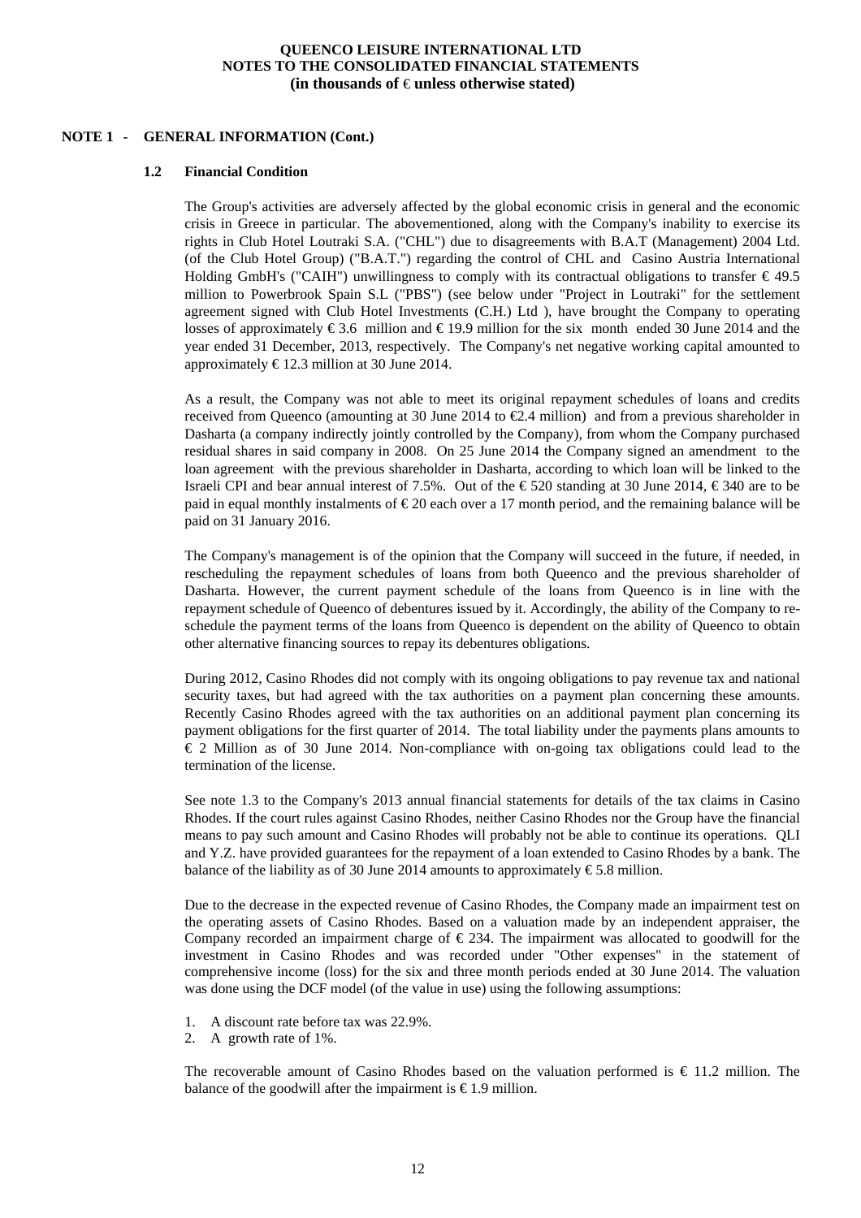**QUEENCO LEISURE INTERNATIONAL LTD**
**NOTES TO THE CONSOLIDATED FINANCIAL STATEMENTS**
**(in thousands of € unless otherwise stated)**

## NOTE 1 - GENERAL INFORMATION (Cont.)

### 1.2 Financial Condition

The Group's activities are adversely affected by the global economic crisis in general and the economic crisis in Greece in particular. The abovementioned, along with the Company's inability to exercise its rights in Club Hotel Loutraki S.A. ("CHL") due to disagreements with B.A.T (Management) 2004 Ltd. (of the Club Hotel Group) ("B.A.T.") regarding the control of CHL and Casino Austria International Holding GmbH's ("CAIH") unwillingness to comply with its contractual obligations to transfer € 49.5 million to Powerbrook Spain S.L ("PBS") (see below under "Project in Loutraki" for the settlement agreement signed with Club Hotel Investments (C.H.) Ltd ), have brought the Company to operating losses of approximately € 3.6 million and € 19.9 million for the six month ended 30 June 2014 and the year ended 31 December, 2013, respectively. The Company's net negative working capital amounted to approximately € 12.3 million at 30 June 2014.

As a result, the Company was not able to meet its original repayment schedules of loans and credits received from Queenco (amounting at 30 June 2014 to €2.4 million) and from a previous shareholder in Dasharta (a company indirectly jointly controlled by the Company), from whom the Company purchased residual shares in said company in 2008. On 25 June 2014 the Company signed an amendment to the loan agreement with the previous shareholder in Dasharta, according to which loan will be linked to the Israeli CPI and bear annual interest of 7.5%. Out of the € 520 standing at 30 June 2014, € 340 are to be paid in equal monthly instalments of € 20 each over a 17 month period, and the remaining balance will be paid on 31 January 2016.

The Company's management is of the opinion that the Company will succeed in the future, if needed, in rescheduling the repayment schedules of loans from both Queenco and the previous shareholder of Dasharta. However, the current payment schedule of the loans from Queenco is in line with the repayment schedule of Queenco of debentures issued by it. Accordingly, the ability of the Company to re-schedule the payment terms of the loans from Queenco is dependent on the ability of Queenco to obtain other alternative financing sources to repay its debentures obligations.

During 2012, Casino Rhodes did not comply with its ongoing obligations to pay revenue tax and national security taxes, but had agreed with the tax authorities on a payment plan concerning these amounts. Recently Casino Rhodes agreed with the tax authorities on an additional payment plan concerning its payment obligations for the first quarter of 2014. The total liability under the payments plans amounts to € 2 Million as of 30 June 2014. Non-compliance with on-going tax obligations could lead to the termination of the license.

See note 1.3 to the Company's 2013 annual financial statements for details of the tax claims in Casino Rhodes. If the court rules against Casino Rhodes, neither Casino Rhodes nor the Group have the financial means to pay such amount and Casino Rhodes will probably not be able to continue its operations. QLI and Y.Z. have provided guarantees for the repayment of a loan extended to Casino Rhodes by a bank. The balance of the liability as of 30 June 2014 amounts to approximately € 5.8 million.

Due to the decrease in the expected revenue of Casino Rhodes, the Company made an impairment test on the operating assets of Casino Rhodes. Based on a valuation made by an independent appraiser, the Company recorded an impairment charge of € 234. The impairment was allocated to goodwill for the investment in Casino Rhodes and was recorded under "Other expenses" in the statement of comprehensive income (loss) for the six and three month periods ended at 30 June 2014. The valuation was done using the DCF model (of the value in use) using the following assumptions:

1. A discount rate before tax was 22.9%.
2. A growth rate of 1%.

The recoverable amount of Casino Rhodes based on the valuation performed is € 11.2 million. The balance of the goodwill after the impairment is € 1.9 million.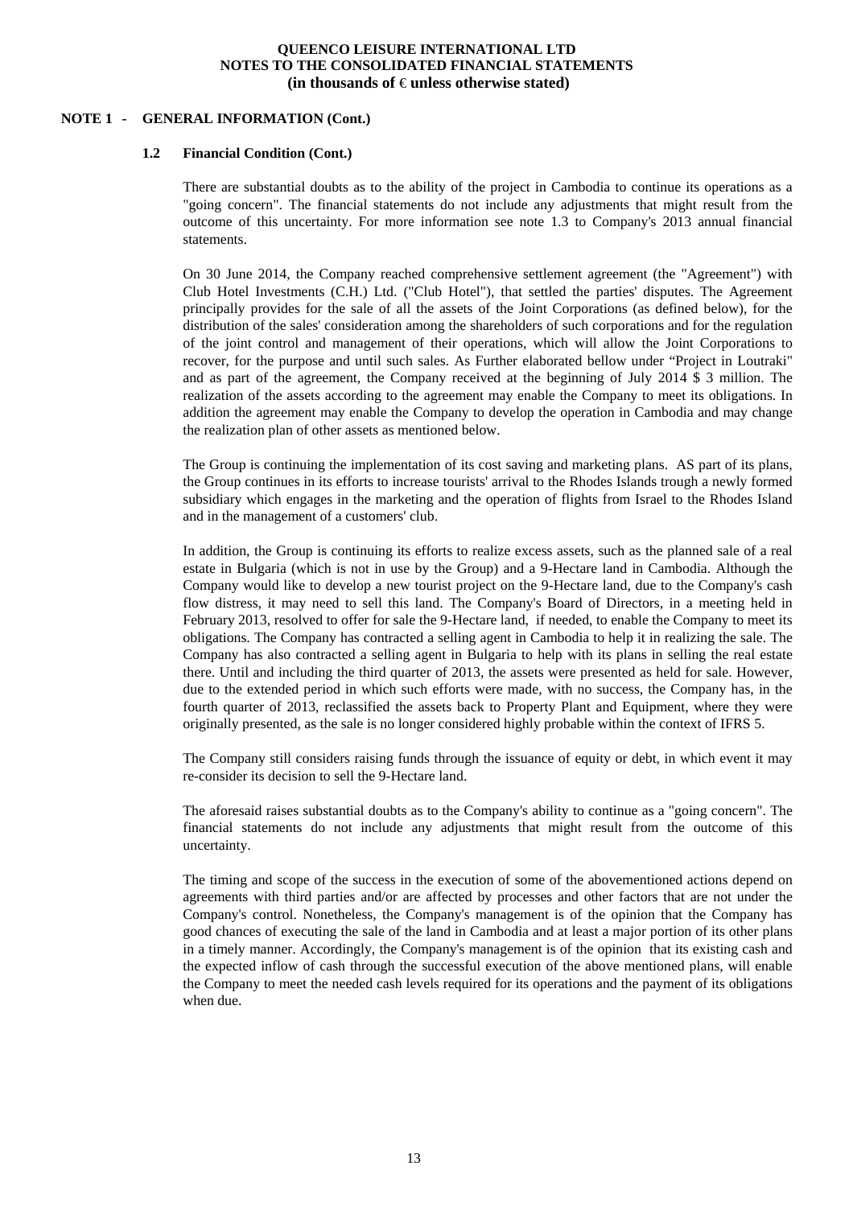**NOTE 1 - GENERAL INFORMATION (Cont.)**

**1.2 Financial Condition (Cont.)**

There are substantial doubts as to the ability of the project in Cambodia to continue its operations as a "going concern". The financial statements do not include any adjustments that might result from the outcome of this uncertainty. For more information see note 1.3 to Company's 2013 annual financial statements.

On 30 June 2014, the Company reached comprehensive settlement agreement (the "Agreement") with Club Hotel Investments (C.H.) Ltd. ("Club Hotel"), that settled the parties' disputes. The Agreement principally provides for the sale of all the assets of the Joint Corporations (as defined below), for the distribution of the sales' consideration among the shareholders of such corporations and for the regulation of the joint control and management of their operations, which will allow the Joint Corporations to recover, for the purpose and until such sales. As Further elaborated bellow under "Project in Loutraki" and as part of the agreement, the Company received at the beginning of July 2014 $ 3 million. The realization of the assets according to the agreement may enable the Company to meet its obligations. In addition the agreement may enable the Company to develop the operation in Cambodia and may change the realization plan of other assets as mentioned below.

The Group is continuing the implementation of its cost saving and marketing plans. AS part of its plans, the Group continues in its efforts to increase tourists' arrival to the Rhodes Islands trough a newly formed subsidiary which engages in the marketing and the operation of flights from Israel to the Rhodes Island and in the management of a customers' club.

In addition, the Group is continuing its efforts to realize excess assets, such as the planned sale of a real estate in Bulgaria (which is not in use by the Group) and a 9-Hectare land in Cambodia. Although the Company would like to develop a new tourist project on the 9-Hectare land, due to the Company's cash flow distress, it may need to sell this land. The Company's Board of Directors, in a meeting held in February 2013, resolved to offer for sale the 9-Hectare land, if needed, to enable the Company to meet its obligations. The Company has contracted a selling agent in Cambodia to help it in realizing the sale. The Company has also contracted a selling agent in Bulgaria to help with its plans in selling the real estate there. Until and including the third quarter of 2013, the assets were presented as held for sale. However, due to the extended period in which such efforts were made, with no success, the Company has, in the fourth quarter of 2013, reclassified the assets back to Property Plant and Equipment, where they were originally presented, as the sale is no longer considered highly probable within the context of IFRS 5.

The Company still considers raising funds through the issuance of equity or debt, in which event it may re-consider its decision to sell the 9-Hectare land.

The aforesaid raises substantial doubts as to the Company's ability to continue as a "going concern". The financial statements do not include any adjustments that might result from the outcome of this uncertainty.

The timing and scope of the success in the execution of some of the abovementioned actions depend on agreements with third parties and/or are affected by processes and other factors that are not under the Company's control. Nonetheless, the Company's management is of the opinion that the Company has good chances of executing the sale of the land in Cambodia and at least a major portion of its other plans in a timely manner. Accordingly, the Company's management is of the opinion that its existing cash and the expected inflow of cash through the successful execution of the above mentioned plans, will enable the Company to meet the needed cash levels required for its operations and the payment of its obligations when due.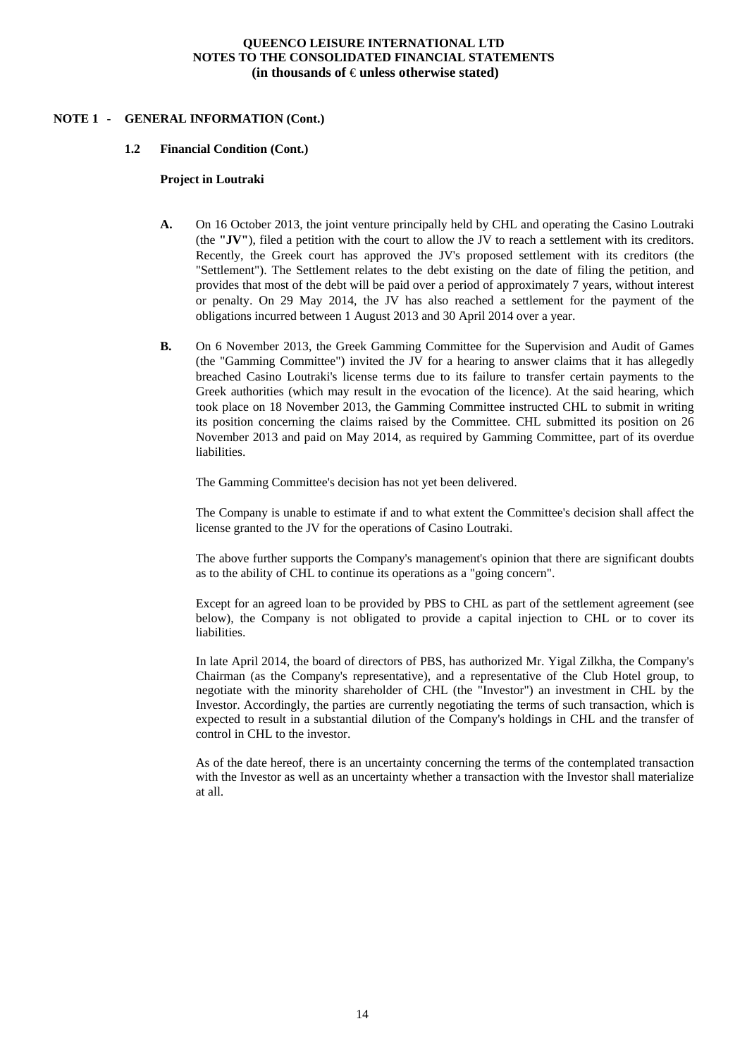## NOTE 1 - GENERAL INFORMATION (Cont.)

### 1.2 Financial Condition (Cont.)

**Project in Loutraki**

**A.** On 16 October 2013, the joint venture principally held by CHL and operating the Casino Loutraki (the **"JV"**), filed a petition with the court to allow the JV to reach a settlement with its creditors. Recently, the Greek court has approved the JV's proposed settlement with its creditors (the "Settlement"). The Settlement relates to the debt existing on the date of filing the petition, and provides that most of the debt will be paid over a period of approximately 7 years, without interest or penalty. On 29 May 2014, the JV has also reached a settlement for the payment of the obligations incurred between 1 August 2013 and 30 April 2014 over a year.

**B.** On 6 November 2013, the Greek Gamming Committee for the Supervision and Audit of Games (the "Gamming Committee") invited the JV for a hearing to answer claims that it has allegedly breached Casino Loutraki's license terms due to its failure to transfer certain payments to the Greek authorities (which may result in the evocation of the licence). At the said hearing, which took place on 18 November 2013, the Gamming Committee instructed CHL to submit in writing its position concerning the claims raised by the Committee. CHL submitted its position on 26 November 2013 and paid on May 2014, as required by Gamming Committee, part of its overdue liabilities.

The Gamming Committee's decision has not yet been delivered.

The Company is unable to estimate if and to what extent the Committee's decision shall affect the license granted to the JV for the operations of Casino Loutraki.

The above further supports the Company's management's opinion that there are significant doubts as to the ability of CHL to continue its operations as a "going concern".

Except for an agreed loan to be provided by PBS to CHL as part of the settlement agreement (see below), the Company is not obligated to provide a capital injection to CHL or to cover its liabilities.

In late April 2014, the board of directors of PBS, has authorized Mr. Yigal Zilkha, the Company's Chairman (as the Company's representative), and a representative of the Club Hotel group, to negotiate with the minority shareholder of CHL (the "Investor") an investment in CHL by the Investor. Accordingly, the parties are currently negotiating the terms of such transaction, which is expected to result in a substantial dilution of the Company's holdings in CHL and the transfer of control in CHL to the investor.

As of the date hereof, there is an uncertainty concerning the terms of the contemplated transaction with the Investor as well as an uncertainty whether a transaction with the Investor shall materialize at all.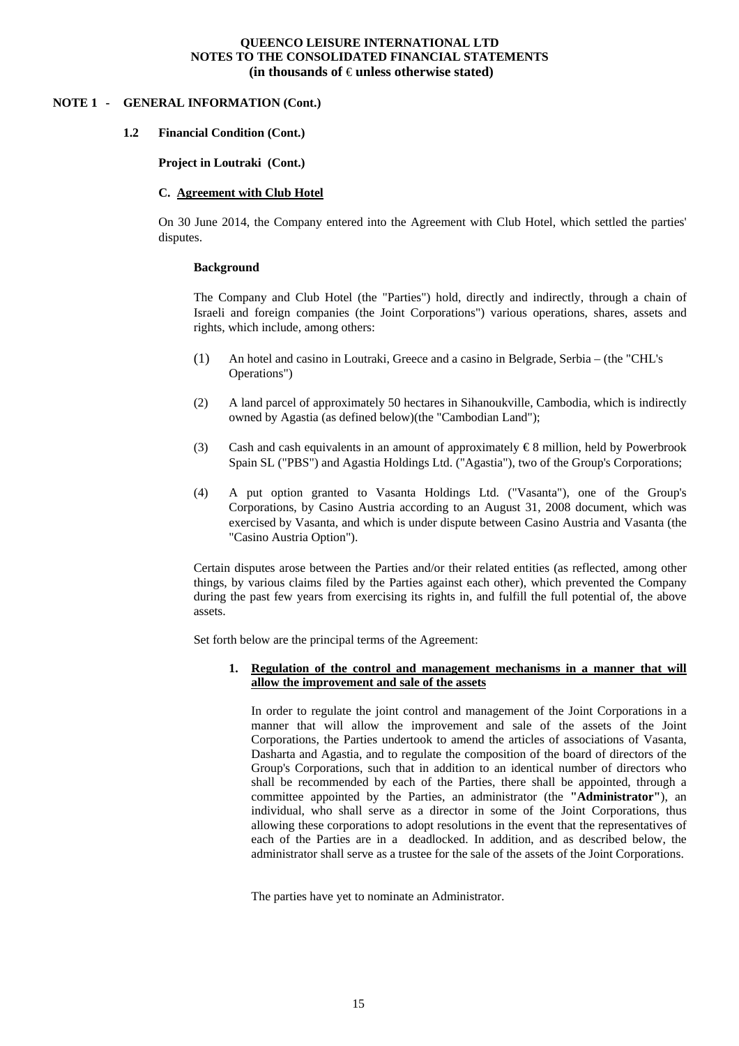**NOTE 1 - GENERAL INFORMATION (Cont.)**

**1.2 Financial Condition (Cont.)**

**Project in Loutraki (Cont.)**

**C. Agreement with Club Hotel**

On 30 June 2014, the Company entered into the Agreement with Club Hotel, which settled the parties' disputes.

**Background**

The Company and Club Hotel (the "Parties") hold, directly and indirectly, through a chain of Israeli and foreign companies (the Joint Corporations") various operations, shares, assets and rights, which include, among others:

(1) An hotel and casino in Loutraki, Greece and a casino in Belgrade, Serbia – (the "CHL's Operations")

(2) A land parcel of approximately 50 hectares in Sihanoukville, Cambodia, which is indirectly owned by Agastia (as defined below)(the "Cambodian Land");

(3) Cash and cash equivalents in an amount of approximately € 8 million, held by Powerbrook Spain SL ("PBS") and Agastia Holdings Ltd. ("Agastia"), two of the Group's Corporations;

(4) A put option granted to Vasanta Holdings Ltd. ("Vasanta"), one of the Group's Corporations, by Casino Austria according to an August 31, 2008 document, which was exercised by Vasanta, and which is under dispute between Casino Austria and Vasanta (the "Casino Austria Option").

Certain disputes arose between the Parties and/or their related entities (as reflected, among other things, by various claims filed by the Parties against each other), which prevented the Company during the past few years from exercising its rights in, and fulfill the full potential of, the above assets.

Set forth below are the principal terms of the Agreement:

1. **Regulation of the control and management mechanisms in a manner that will allow the improvement and sale of the assets**

   In order to regulate the joint control and management of the Joint Corporations in a manner that will allow the improvement and sale of the assets of the Joint Corporations, the Parties undertook to amend the articles of associations of Vasanta, Dasharta and Agastia, and to regulate the composition of the board of directors of the Group's Corporations, such that in addition to an identical number of directors who shall be recommended by each of the Parties, there shall be appointed, through a committee appointed by the Parties, an administrator (the **"Administrator"**), an individual, who shall serve as a director in some of the Joint Corporations, thus allowing these corporations to adopt resolutions in the event that the representatives of each of the Parties are in a deadlocked. In addition, and as described below, the administrator shall serve as a trustee for the sale of the assets of the Joint Corporations.

   The parties have yet to nominate an Administrator.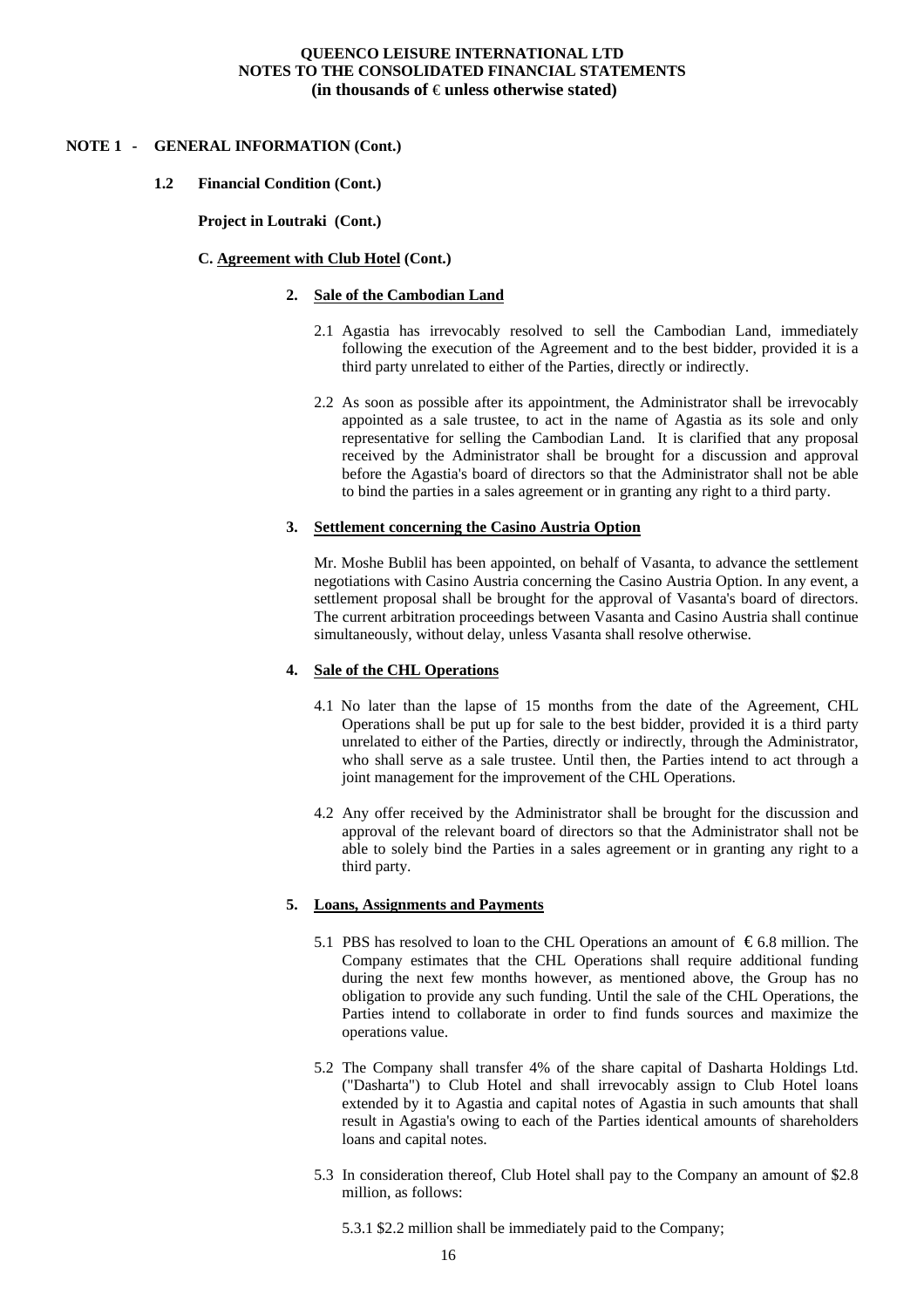**NOTE 1 - GENERAL INFORMATION (Cont.)**

**1.2 Financial Condition (Cont.)**

**Project in Loutraki (Cont.)**

**C. Agreement with Club Hotel (Cont.)**

**2. Sale of the Cambodian Land**

2.1 Agastia has irrevocably resolved to sell the Cambodian Land, immediately following the execution of the Agreement and to the best bidder, provided it is a third party unrelated to either of the Parties, directly or indirectly.

2.2 As soon as possible after its appointment, the Administrator shall be irrevocably appointed as a sale trustee, to act in the name of Agastia as its sole and only representative for selling the Cambodian Land. It is clarified that any proposal received by the Administrator shall be brought for a discussion and approval before the Agastia's board of directors so that the Administrator shall not be able to bind the parties in a sales agreement or in granting any right to a third party.

**3. Settlement concerning the Casino Austria Option**

Mr. Moshe Bublil has been appointed, on behalf of Vasanta, to advance the settlement negotiations with Casino Austria concerning the Casino Austria Option. In any event, a settlement proposal shall be brought for the approval of Vasanta's board of directors. The current arbitration proceedings between Vasanta and Casino Austria shall continue simultaneously, without delay, unless Vasanta shall resolve otherwise.

**4. Sale of the CHL Operations**

4.1 No later than the lapse of 15 months from the date of the Agreement, CHL Operations shall be put up for sale to the best bidder, provided it is a third party unrelated to either of the Parties, directly or indirectly, through the Administrator, who shall serve as a sale trustee. Until then, the Parties intend to act through a joint management for the improvement of the CHL Operations.

4.2 Any offer received by the Administrator shall be brought for the discussion and approval of the relevant board of directors so that the Administrator shall not be able to solely bind the Parties in a sales agreement or in granting any right to a third party.

**5. Loans, Assignments and Payments**

5.1 PBS has resolved to loan to the CHL Operations an amount of € 6.8 million. The Company estimates that the CHL Operations shall require additional funding during the next few months however, as mentioned above, the Group has no obligation to provide any such funding. Until the sale of the CHL Operations, the Parties intend to collaborate in order to find funds sources and maximize the operations value.

5.2 The Company shall transfer 4% of the share capital of Dasharta Holdings Ltd. ("Dasharta") to Club Hotel and shall irrevocably assign to Club Hotel loans extended by it to Agastia and capital notes of Agastia in such amounts that shall result in Agastia's owing to each of the Parties identical amounts of shareholders loans and capital notes.

5.3 In consideration thereof, Club Hotel shall pay to the Company an amount of $2.8 million, as follows:

5.3.1 $2.2 million shall be immediately paid to the Company;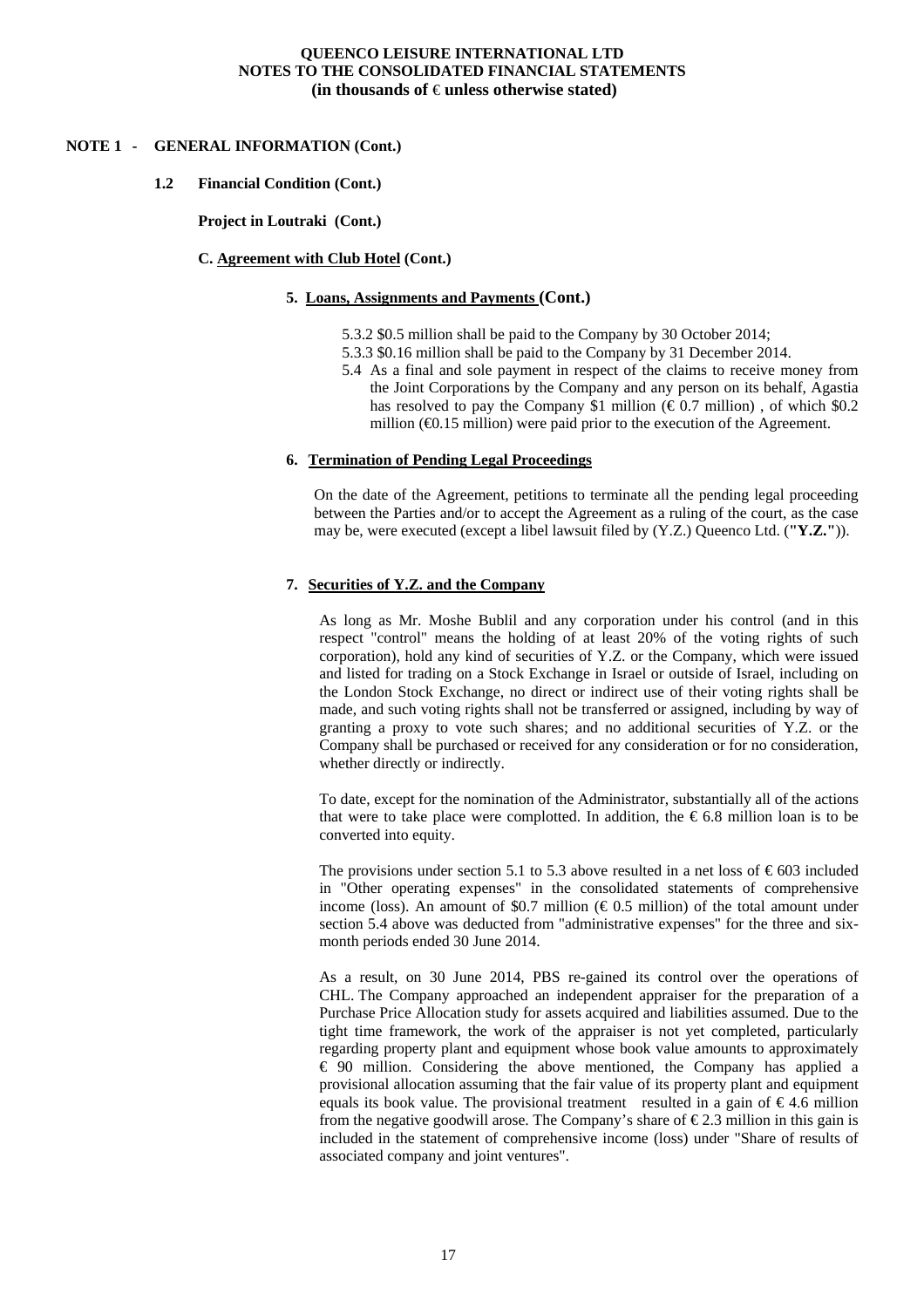**QUEENCO LEISURE INTERNATIONAL LTD**
**NOTES TO THE CONSOLIDATED FINANCIAL STATEMENTS**
**(in thousands of € unless otherwise stated)**

## NOTE 1 - GENERAL INFORMATION (Cont.)

### 1.2 Financial Condition (Cont.)

**Project in Loutraki (Cont.)**

**C. Agreement with Club Hotel (Cont.)**

**5. Loans, Assignments and Payments (Cont.)**

5.3.2 $0.5 million shall be paid to the Company by 30 October 2014;

5.3.3 $0.16 million shall be paid to the Company by 31 December 2014.

5.4 As a final and sole payment in respect of the claims to receive money from the Joint Corporations by the Company and any person on its behalf, Agastia has resolved to pay the Company $1 million (€ 0.7 million) , of which $0.2 million (€0.15 million) were paid prior to the execution of the Agreement.

**6. Termination of Pending Legal Proceedings**

On the date of the Agreement, petitions to terminate all the pending legal proceeding between the Parties and/or to accept the Agreement as a ruling of the court, as the case may be, were executed (except a libel lawsuit filed by (Y.Z.) Queenco Ltd. (**"Y.Z."**)).

**7. Securities of Y.Z. and the Company**

As long as Mr. Moshe Bublil and any corporation under his control (and in this respect "control" means the holding of at least 20% of the voting rights of such corporation), hold any kind of securities of Y.Z. or the Company, which were issued and listed for trading on a Stock Exchange in Israel or outside of Israel, including on the London Stock Exchange, no direct or indirect use of their voting rights shall be made, and such voting rights shall not be transferred or assigned, including by way of granting a proxy to vote such shares; and no additional securities of Y.Z. or the Company shall be purchased or received for any consideration or for no consideration, whether directly or indirectly.

To date, except for the nomination of the Administrator, substantially all of the actions that were to take place were complotted. In addition, the € 6.8 million loan is to be converted into equity.

The provisions under section 5.1 to 5.3 above resulted in a net loss of € 603 included in "Other operating expenses" in the consolidated statements of comprehensive income (loss). An amount of $0.7 million (€ 0.5 million) of the total amount under section 5.4 above was deducted from "administrative expenses" for the three and six-month periods ended 30 June 2014.

As a result, on 30 June 2014, PBS re-gained its control over the operations of CHL. The Company approached an independent appraiser for the preparation of a Purchase Price Allocation study for assets acquired and liabilities assumed. Due to the tight time framework, the work of the appraiser is not yet completed, particularly regarding property plant and equipment whose book value amounts to approximately € 90 million. Considering the above mentioned, the Company has applied a provisional allocation assuming that the fair value of its property plant and equipment equals its book value. The provisional treatment resulted in a gain of € 4.6 million from the negative goodwill arose. The Company's share of € 2.3 million in this gain is included in the statement of comprehensive income (loss) under "Share of results of associated company and joint ventures".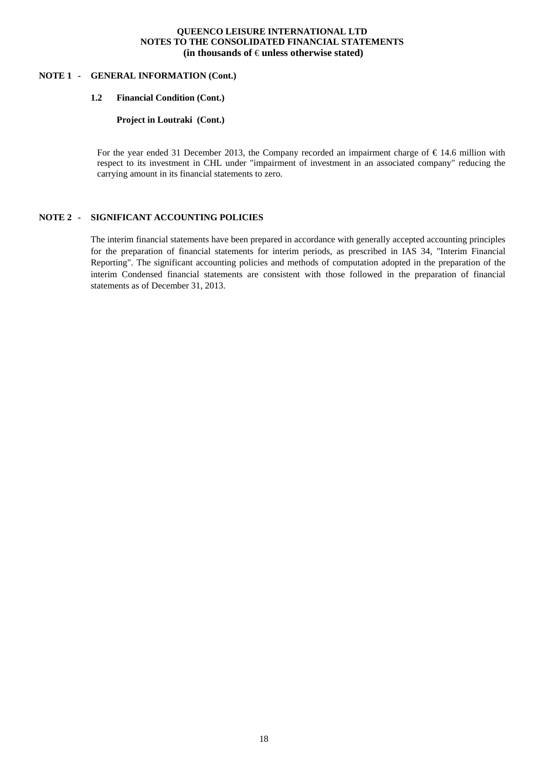**QUEENCO LEISURE INTERNATIONAL LTD**
**NOTES TO THE CONSOLIDATED FINANCIAL STATEMENTS**
**(in thousands of € unless otherwise stated)**

## NOTE 1 - GENERAL INFORMATION (Cont.)

### 1.2 Financial Condition (Cont.)

**Project in Loutraki (Cont.)**

For the year ended 31 December 2013, the Company recorded an impairment charge of € 14.6 million with respect to its investment in CHL under "impairment of investment in an associated company" reducing the carrying amount in its financial statements to zero.

## NOTE 2 - SIGNIFICANT ACCOUNTING POLICIES

The interim financial statements have been prepared in accordance with generally accepted accounting principles for the preparation of financial statements for interim periods, as prescribed in IAS 34, "Interim Financial Reporting". The significant accounting policies and methods of computation adopted in the preparation of the interim Condensed financial statements are consistent with those followed in the preparation of financial statements as of December 31, 2013.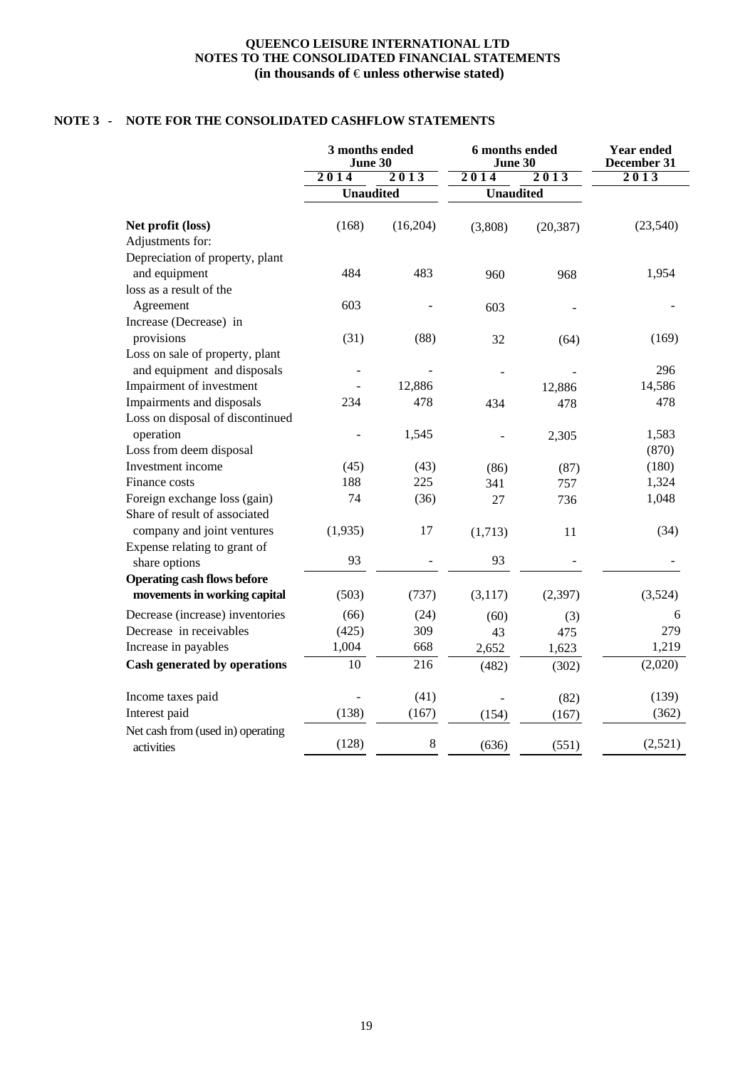**QUEENCO LEISURE INTERNATIONAL LTD**
**NOTES TO THE CONSOLIDATED FINANCIAL STATEMENTS**
**(in thousands of € unless otherwise stated)**

## NOTE 3 - NOTE FOR THE CONSOLIDATED CASHFLOW STATEMENTS

| | 3 months ended June 30 | | 6 months ended June 30 | | Year ended December 31 |
|---|---|---|---|---|---|
| | 2014 | 2013 | 2014 | 2013 | 2013 |
| | Unaudited | | Unaudited | | |
| **Net profit (loss)** | (168) | (16,204) | (3,808) | (20,387) | (23,540) |
| Adjustments for: | | | | | |
| Depreciation of property, plant and equipment | 484 | 483 | 960 | 968 | 1,954 |
| loss as a result of the Agreement | 603 | - | 603 | - | - |
| Increase (Decrease) in provisions | (31) | (88) | 32 | (64) | (169) |
| Loss on sale of property, plant and equipment and disposals | - | - | - | - | 296 |
| Impairment of investment | - | 12,886 | | 12,886 | 14,586 |
| Impairments and disposals | 234 | 478 | 434 | 478 | 478 |
| Loss on disposal of discontinued operation | - | 1,545 | - | 2,305 | 1,583 |
| Loss from deem disposal | | | | | (870) |
| Investment income | (45) | (43) | (86) | (87) | (180) |
| Finance costs | 188 | 225 | 341 | 757 | 1,324 |
| Foreign exchange loss (gain) | 74 | (36) | 27 | 736 | 1,048 |
| Share of result of associated company and joint ventures | (1,935) | 17 | (1,713) | 11 | (34) |
| Expense relating to grant of share options | 93 | - | 93 | - | - |
| **Operating cash flows before movements in working capital** | (503) | (737) | (3,117) | (2,397) | (3,524) |
| Decrease (increase) inventories | (66) | (24) | (60) | (3) | 6 |
| Decrease in receivables | (425) | 309 | 43 | 475 | 279 |
| Increase in payables | 1,004 | 668 | 2,652 | 1,623 | 1,219 |
| **Cash generated by operations** | 10 | 216 | (482) | (302) | (2,020) |
| Income taxes paid | - | (41) | - | (82) | (139) |
| Interest paid | (138) | (167) | (154) | (167) | (362) |
| Net cash from (used in) operating activities | (128) | 8 | (636) | (551) | (2,521) |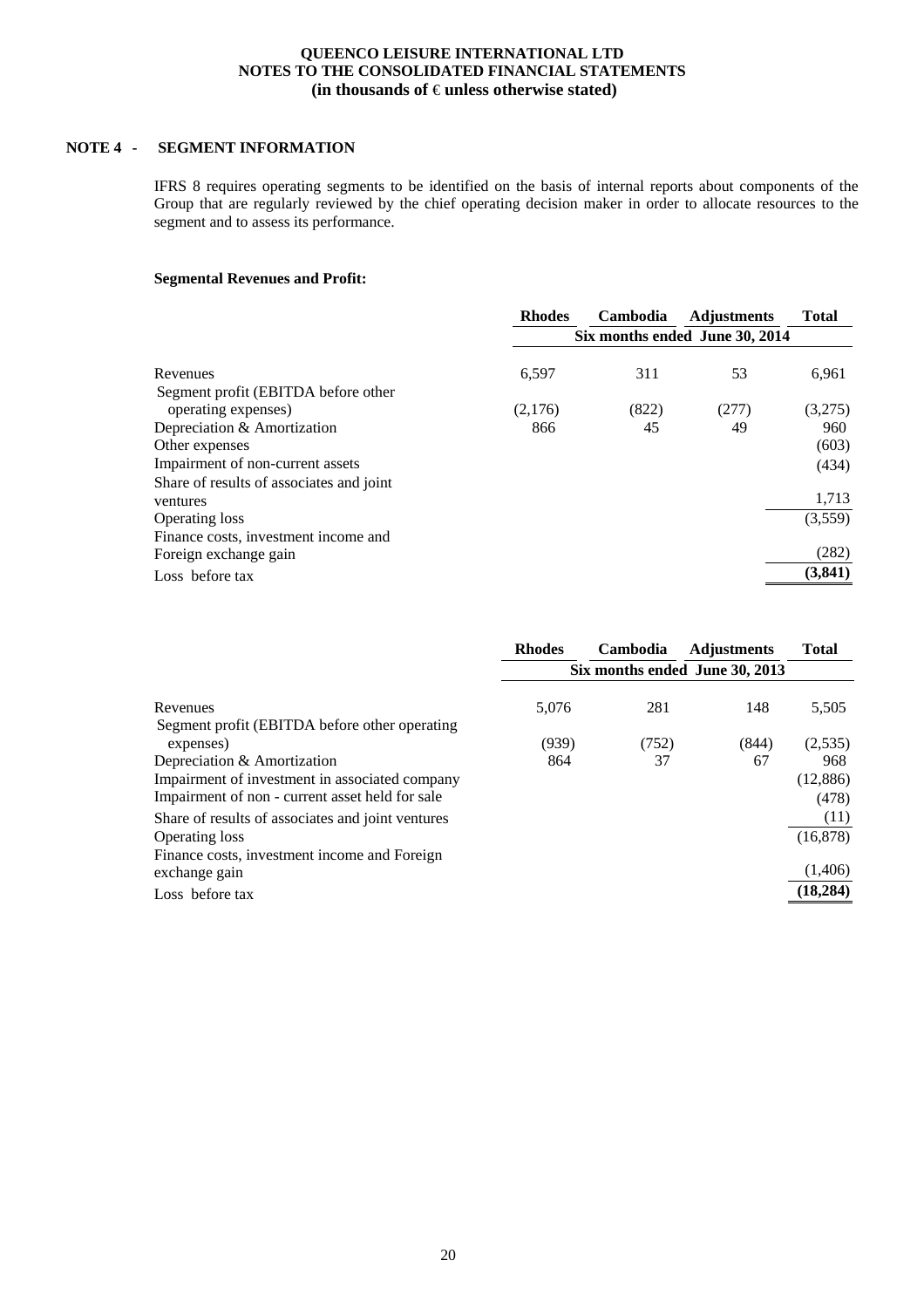QUEENCO LEISURE INTERNATIONAL LTD
NOTES TO THE CONSOLIDATED FINANCIAL STATEMENTS
(in thousands of € unless otherwise stated)

## NOTE 4 - SEGMENT INFORMATION

IFRS 8 requires operating segments to be identified on the basis of internal reports about components of the Group that are regularly reviewed by the chief operating decision maker in order to allocate resources to the segment and to assess its performance.

**Segmental Revenues and Profit:**

| | Rhodes | Cambodia | Adjustments | Total |
|---|---|---|---|---|
| | Six months ended June 30, 2014 | | | |
| Revenues | 6,597 | 311 | 53 | 6,961 |
| Segment profit (EBITDA before other operating expenses) | (2,176) | (822) | (277) | (3,275) |
| Depreciation & Amortization | 866 | 45 | 49 | 960 |
| Other expenses | | | | (603) |
| Impairment of non-current assets | | | | (434) |
| Share of results of associates and joint ventures | | | | 1,713 |
| Operating loss | | | | (3,559) |
| Finance costs, investment income and Foreign exchange gain | | | | (282) |
| Loss before tax | | | | **(3,841)** |

| | Rhodes | Cambodia | Adjustments | Total |
|---|---|---|---|---|
| | Six months ended June 30, 2013 | | | |
| Revenues | 5,076 | 281 | 148 | 5,505 |
| Segment profit (EBITDA before other operating expenses) | (939) | (752) | (844) | (2,535) |
| Depreciation & Amortization | 864 | 37 | 67 | 968 |
| Impairment of investment in associated company | | | | (12,886) |
| Impairment of non - current asset held for sale | | | | (478) |
| Share of results of associates and joint ventures | | | | (11) |
| Operating loss | | | | (16,878) |
| Finance costs, investment income and Foreign exchange gain | | | | (1,406) |
| Loss before tax | | | | **(18,284)** |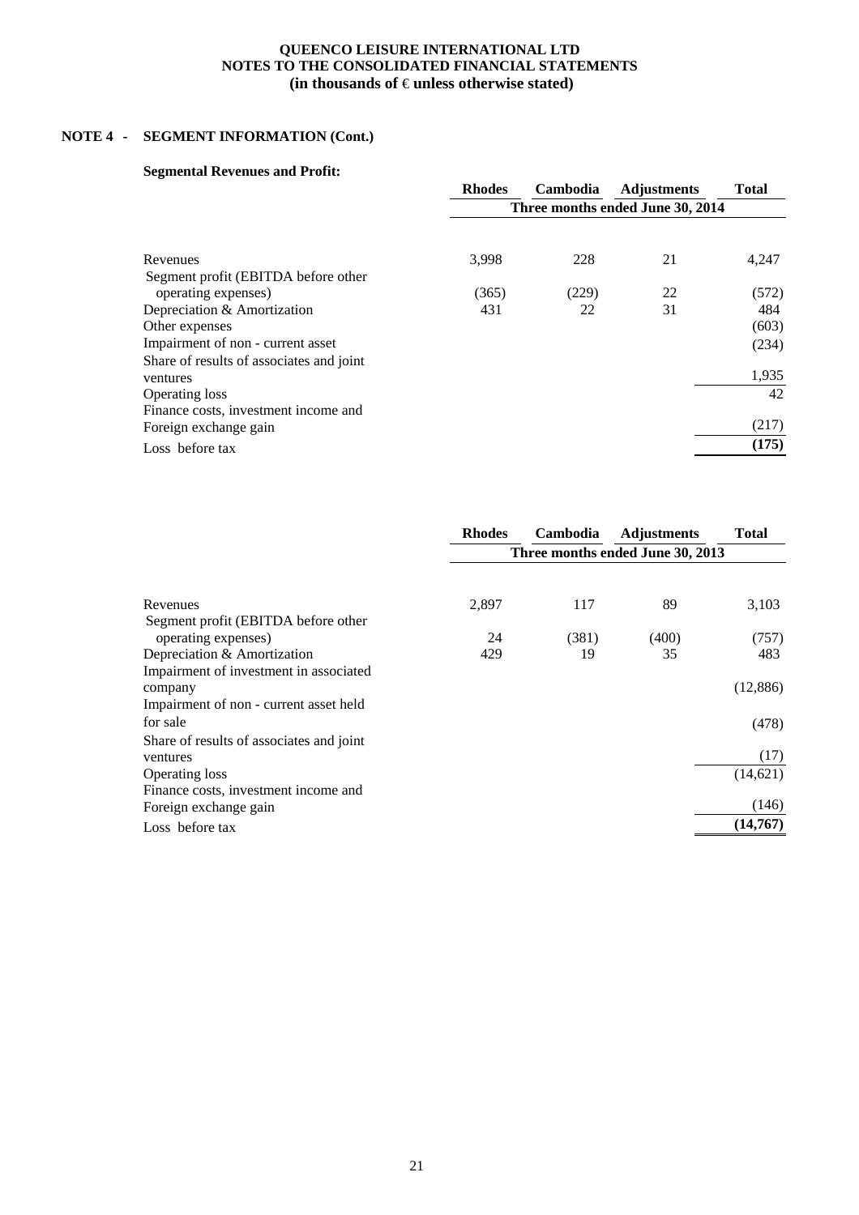**QUEENCO LEISURE INTERNATIONAL LTD**
**NOTES TO THE CONSOLIDATED FINANCIAL STATEMENTS**
**(in thousands of € unless otherwise stated)**

## NOTE 4 - SEGMENT INFORMATION (Cont.)

### Segmental Revenues and Profit:

| | Rhodes | Cambodia | Adjustments | Total |
|---|---|---|---|---|
| | Three months ended June 30, 2014 | | | |
| Revenues | 3,998 | 228 | 21 | 4,247 |
| Segment profit (EBITDA before other operating expenses) | (365) | (229) | 22 | (572) |
| Depreciation & Amortization | 431 | 22 | 31 | 484 |
| Other expenses | | | | (603) |
| Impairment of non - current asset | | | | (234) |
| Share of results of associates and joint ventures | | | | 1,935 |
| Operating loss | | | | 42 |
| Finance costs, investment income and Foreign exchange gain | | | | (217) |
| Loss before tax | | | | **(175)** |

| | Rhodes | Cambodia | Adjustments | Total |
|---|---|---|---|---|
| | Three months ended June 30, 2013 | | | |
| Revenues | 2,897 | 117 | 89 | 3,103 |
| Segment profit (EBITDA before other operating expenses) | 24 | (381) | (400) | (757) |
| Depreciation & Amortization | 429 | 19 | 35 | 483 |
| Impairment of investment in associated company | | | | (12,886) |
| Impairment of non - current asset held for sale | | | | (478) |
| Share of results of associates and joint ventures | | | | (17) |
| Operating loss | | | | (14,621) |
| Finance costs, investment income and Foreign exchange gain | | | | (146) |
| Loss before tax | | | | **(14,767)** |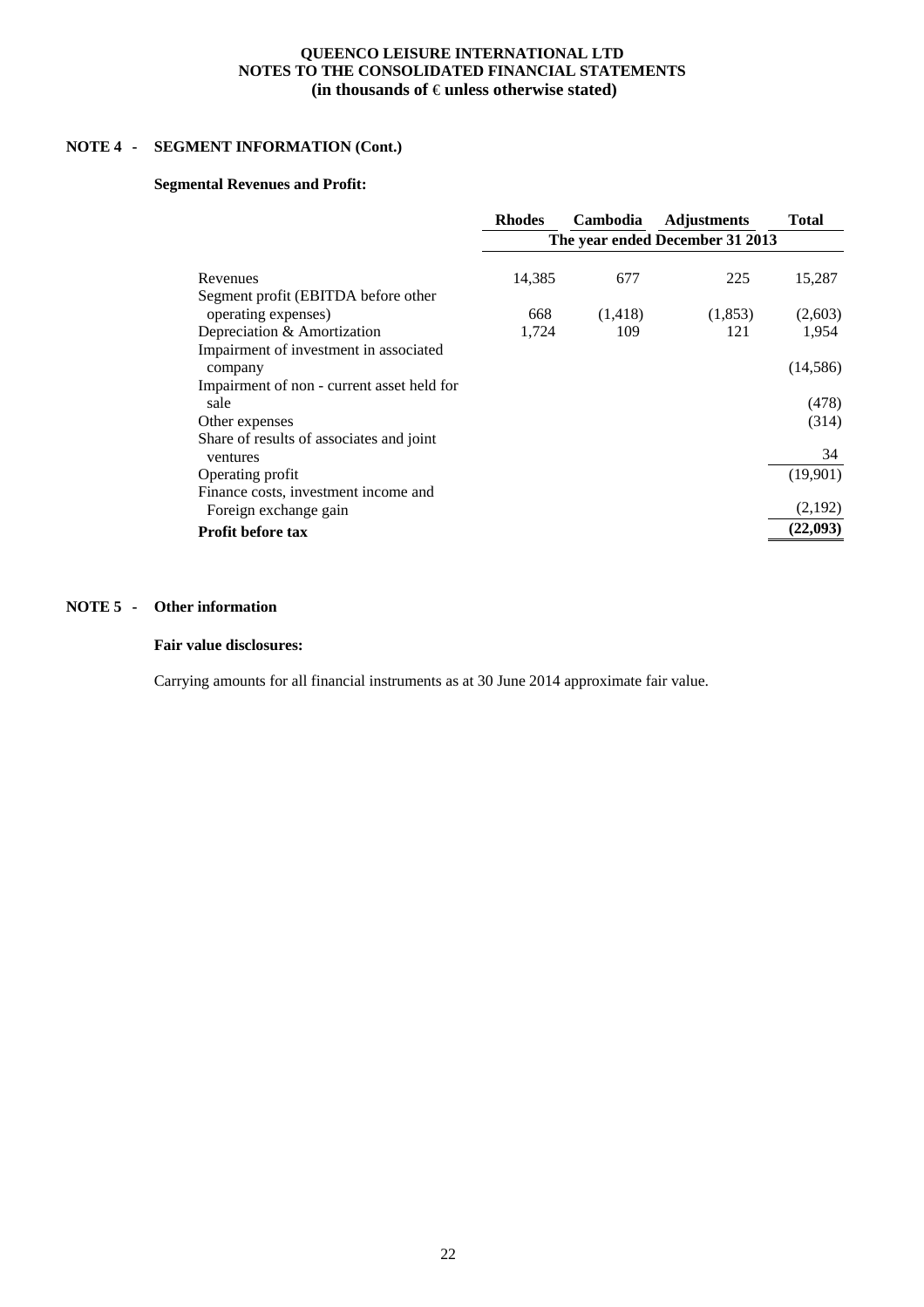**QUEENCO LEISURE INTERNATIONAL LTD**
**NOTES TO THE CONSOLIDATED FINANCIAL STATEMENTS**
**(in thousands of € unless otherwise stated)**

## NOTE 4 - SEGMENT INFORMATION (Cont.)

### Segmental Revenues and Profit:

| | Rhodes | Cambodia | Adjustments | Total |
|---|---|---|---|---|
| | The year ended December 31 2013 | | | |
| Revenues | 14,385 | 677 | 225 | 15,287 |
| Segment profit (EBITDA before other operating expenses) | 668 | (1,418) | (1,853) | (2,603) |
| Depreciation & Amortization | 1,724 | 109 | 121 | 1,954 |
| Impairment of investment in associated company | | | | (14,586) |
| Impairment of non - current asset held for sale | | | | (478) |
| Other expenses | | | | (314) |
| Share of results of associates and joint ventures | | | | 34 |
| Operating profit | | | | (19,901) |
| Finance costs, investment income and Foreign exchange gain | | | | (2,192) |
| **Profit before tax** | | | | **(22,093)** |

## NOTE 5 - Other information

### Fair value disclosures:

Carrying amounts for all financial instruments as at 30 June 2014 approximate fair value.